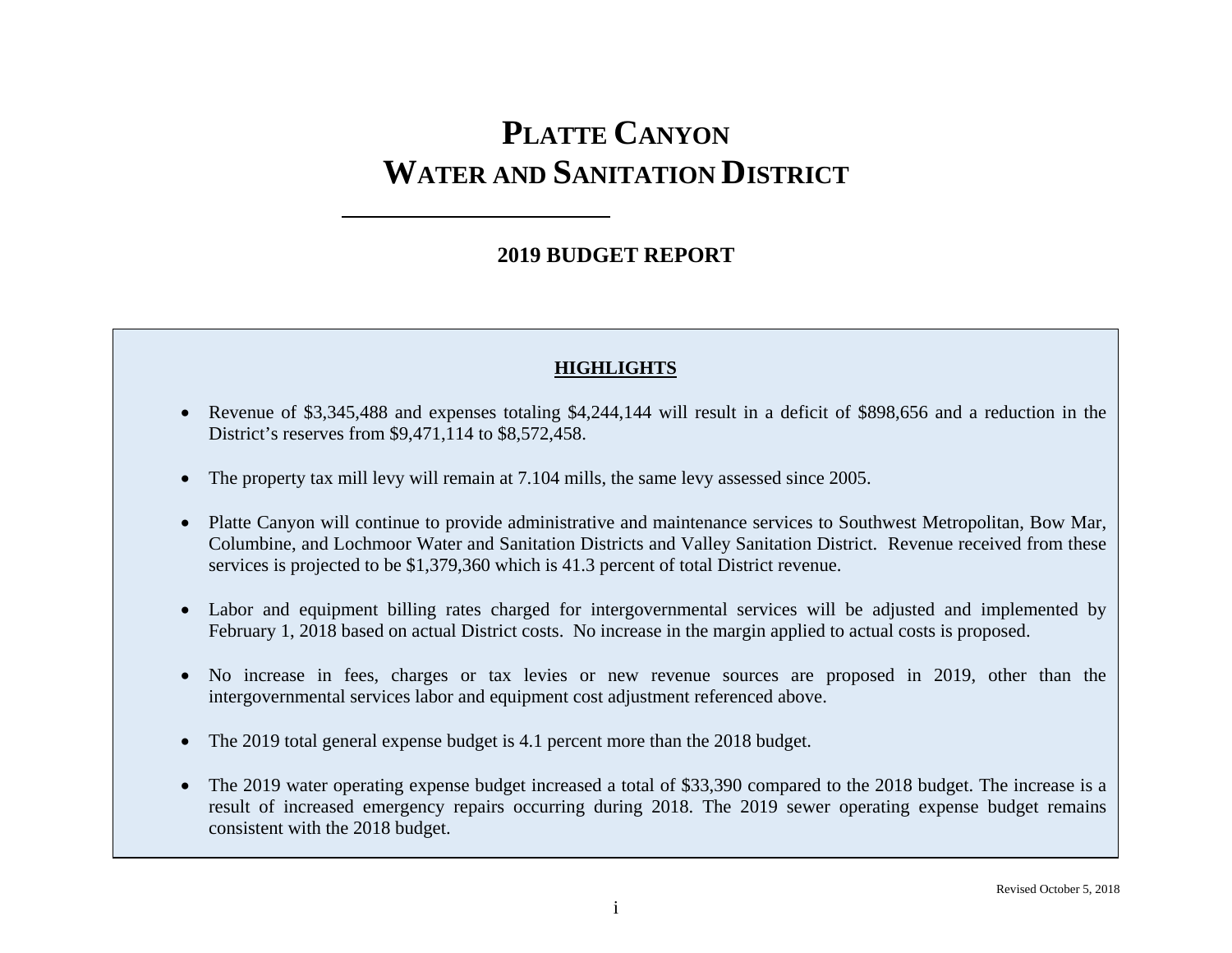# PLATTE CANYON WATER AND SANITATION DISTRICT

## 2019 BUDGET REPORT

### HIGHLIGHTS

- Revenue of $3,345,488 and expenses totaling $4,244,144 will result in a deficit of $898,656 and a reduction in the District's reserves from $9,471,114 to $8,572,458.
- The property tax mill levy will remain at 7.104 mills, the same levy assessed since 2005.
- Platte Canyon will continue to provide administrative and maintenance services to Southwest Metropolitan, Bow Mar, Columbine, and Lochmoor Water and Sanitation Districts and Valley Sanitation District. Revenue received from these services is projected to be $1,379,360 which is 41.3 percent of total District revenue.
- Labor and equipment billing rates charged for intergovernmental services will be adjusted and implemented by February 1, 2018 based on actual District costs. No increase in the margin applied to actual costs is proposed.
- No increase in fees, charges or tax levies or new revenue sources are proposed in 2019, other than the intergovernmental services labor and equipment cost adjustment referenced above.
- The 2019 total general expense budget is 4.1 percent more than the 2018 budget.
- The 2019 water operating expense budget increased a total of $33,390 compared to the 2018 budget. The increase is a result of increased emergency repairs occurring during 2018. The 2019 sewer operating expense budget remains consistent with the 2018 budget.

Revised October 5, 2018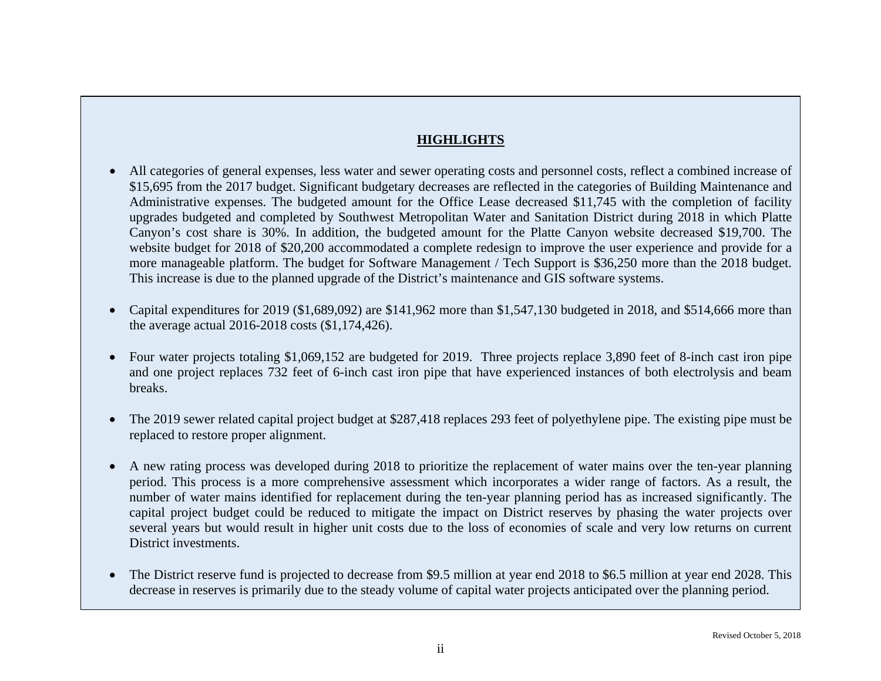## HIGHLIGHTS

- All categories of general expenses, less water and sewer operating costs and personnel costs, reflect a combined increase of $15,695 from the 2017 budget. Significant budgetary decreases are reflected in the categories of Building Maintenance and Administrative expenses. The budgeted amount for the Office Lease decreased $11,745 with the completion of facility upgrades budgeted and completed by Southwest Metropolitan Water and Sanitation District during 2018 in which Platte Canyon's cost share is 30%. In addition, the budgeted amount for the Platte Canyon website decreased $19,700. The website budget for 2018 of $20,200 accommodated a complete redesign to improve the user experience and provide for a more manageable platform. The budget for Software Management / Tech Support is $36,250 more than the 2018 budget. This increase is due to the planned upgrade of the District's maintenance and GIS software systems.

- Capital expenditures for 2019 ($1,689,092) are $141,962 more than $1,547,130 budgeted in 2018, and $514,666 more than the average actual 2016-2018 costs ($1,174,426).

- Four water projects totaling $1,069,152 are budgeted for 2019. Three projects replace 3,890 feet of 8-inch cast iron pipe and one project replaces 732 feet of 6-inch cast iron pipe that have experienced instances of both electrolysis and beam breaks.

- The 2019 sewer related capital project budget at $287,418 replaces 293 feet of polyethylene pipe. The existing pipe must be replaced to restore proper alignment.

- A new rating process was developed during 2018 to prioritize the replacement of water mains over the ten-year planning period. This process is a more comprehensive assessment which incorporates a wider range of factors. As a result, the number of water mains identified for replacement during the ten-year planning period has as increased significantly. The capital project budget could be reduced to mitigate the impact on District reserves by phasing the water projects over several years but would result in higher unit costs due to the loss of economies of scale and very low returns on current District investments.

- The District reserve fund is projected to decrease from $9.5 million at year end 2018 to $6.5 million at year end 2028. This decrease in reserves is primarily due to the steady volume of capital water projects anticipated over the planning period.

Revised October 5, 2018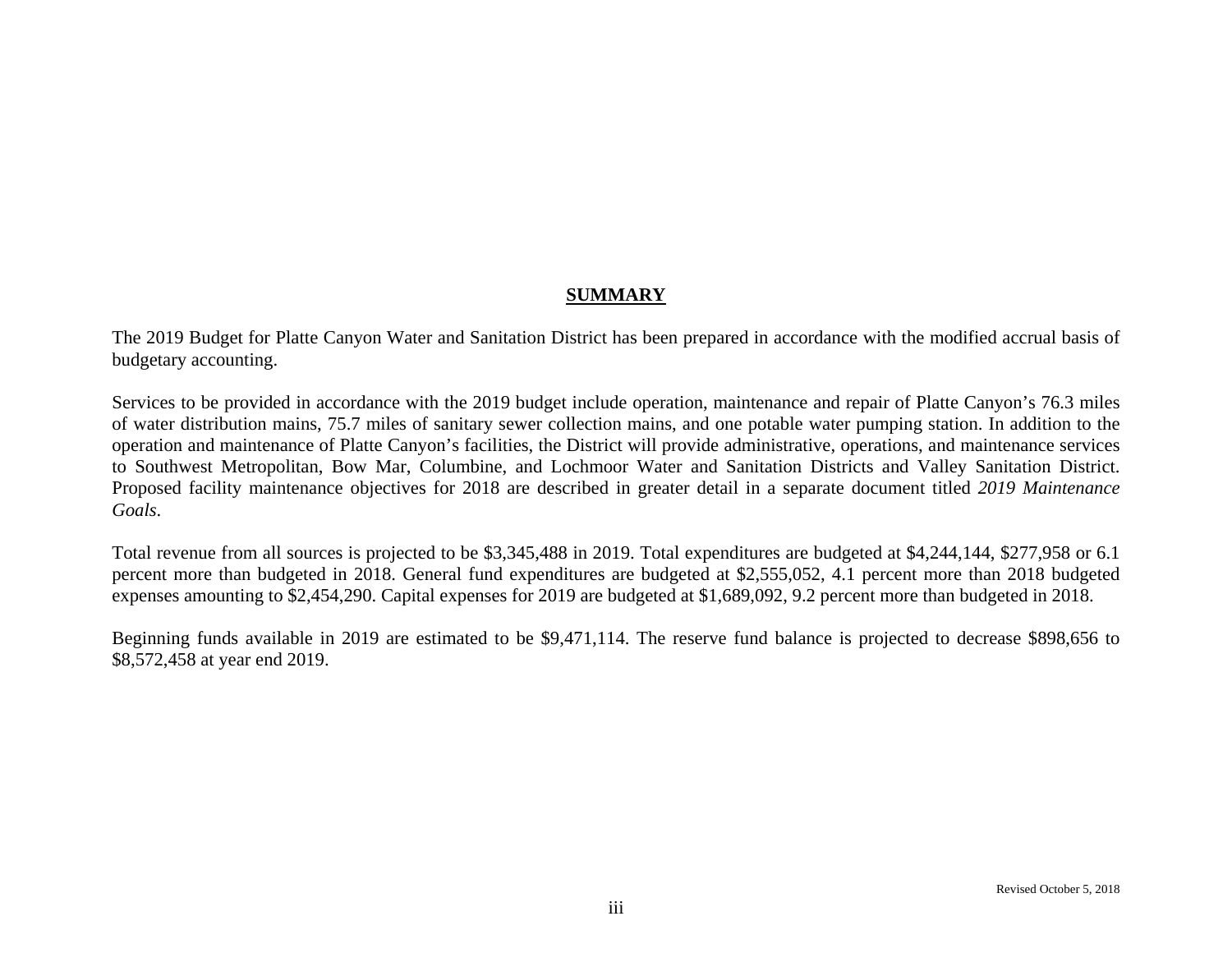## SUMMARY

The 2019 Budget for Platte Canyon Water and Sanitation District has been prepared in accordance with the modified accrual basis of budgetary accounting.

Services to be provided in accordance with the 2019 budget include operation, maintenance and repair of Platte Canyon's 76.3 miles of water distribution mains, 75.7 miles of sanitary sewer collection mains, and one potable water pumping station. In addition to the operation and maintenance of Platte Canyon's facilities, the District will provide administrative, operations, and maintenance services to Southwest Metropolitan, Bow Mar, Columbine, and Lochmoor Water and Sanitation Districts and Valley Sanitation District. Proposed facility maintenance objectives for 2018 are described in greater detail in a separate document titled *2019 Maintenance Goals*.

Total revenue from all sources is projected to be $3,345,488 in 2019. Total expenditures are budgeted at $4,244,144, $277,958 or 6.1 percent more than budgeted in 2018. General fund expenditures are budgeted at $2,555,052, 4.1 percent more than 2018 budgeted expenses amounting to $2,454,290. Capital expenses for 2019 are budgeted at $1,689,092, 9.2 percent more than budgeted in 2018.

Beginning funds available in 2019 are estimated to be $9,471,114. The reserve fund balance is projected to decrease $898,656 to $8,572,458 at year end 2019.

Revised October 5, 2018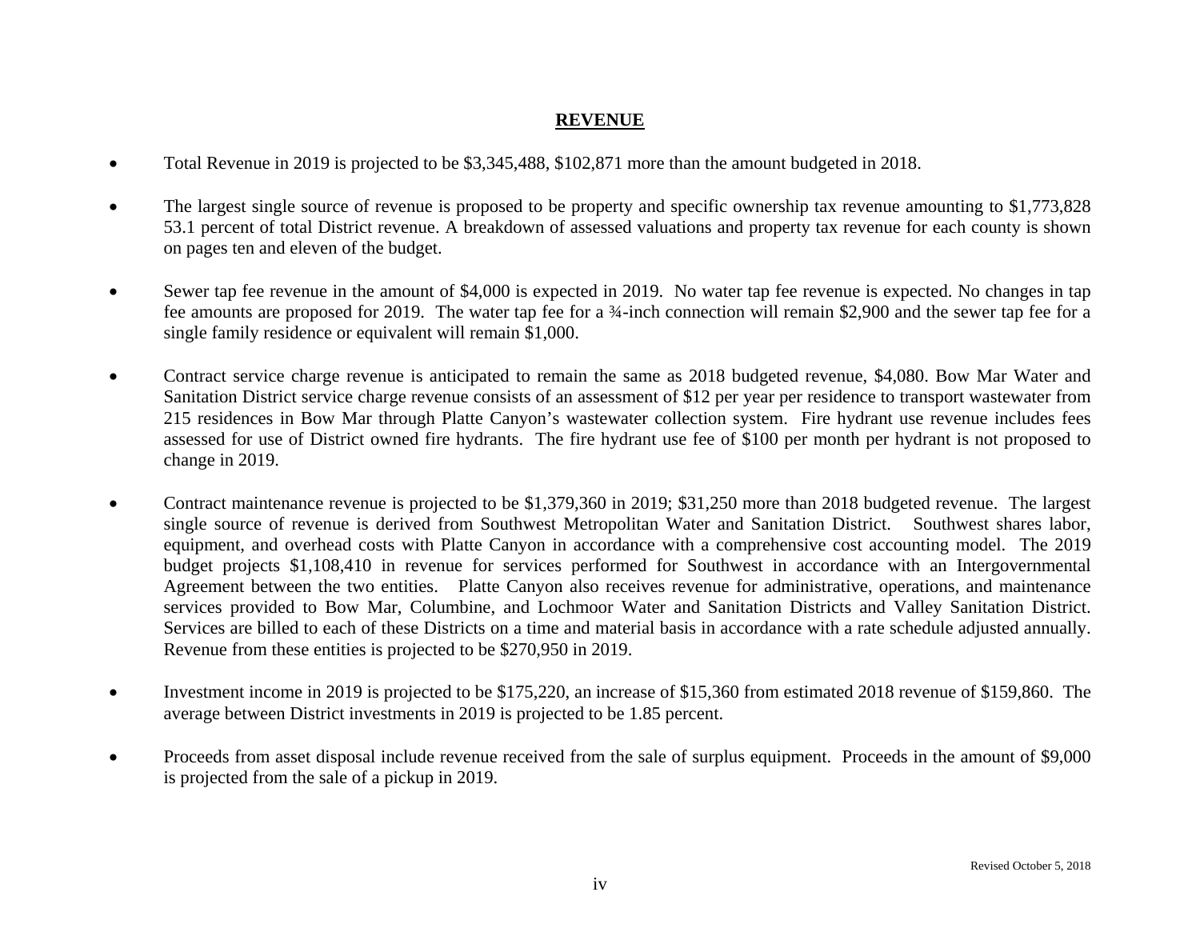# REVENUE

- Total Revenue in 2019 is projected to be $3,345,488, $102,871 more than the amount budgeted in 2018.

- The largest single source of revenue is proposed to be property and specific ownership tax revenue amounting to $1,773,828 53.1 percent of total District revenue. A breakdown of assessed valuations and property tax revenue for each county is shown on pages ten and eleven of the budget.

- Sewer tap fee revenue in the amount of $4,000 is expected in 2019. No water tap fee revenue is expected. No changes in tap fee amounts are proposed for 2019. The water tap fee for a ¾-inch connection will remain $2,900 and the sewer tap fee for a single family residence or equivalent will remain $1,000.

- Contract service charge revenue is anticipated to remain the same as 2018 budgeted revenue, $4,080. Bow Mar Water and Sanitation District service charge revenue consists of an assessment of $12 per year per residence to transport wastewater from 215 residences in Bow Mar through Platte Canyon's wastewater collection system. Fire hydrant use revenue includes fees assessed for use of District owned fire hydrants. The fire hydrant use fee of $100 per month per hydrant is not proposed to change in 2019.

- Contract maintenance revenue is projected to be $1,379,360 in 2019; $31,250 more than 2018 budgeted revenue. The largest single source of revenue is derived from Southwest Metropolitan Water and Sanitation District. Southwest shares labor, equipment, and overhead costs with Platte Canyon in accordance with a comprehensive cost accounting model. The 2019 budget projects $1,108,410 in revenue for services performed for Southwest in accordance with an Intergovernmental Agreement between the two entities. Platte Canyon also receives revenue for administrative, operations, and maintenance services provided to Bow Mar, Columbine, and Lochmoor Water and Sanitation Districts and Valley Sanitation District. Services are billed to each of these Districts on a time and material basis in accordance with a rate schedule adjusted annually. Revenue from these entities is projected to be $270,950 in 2019.

- Investment income in 2019 is projected to be $175,220, an increase of $15,360 from estimated 2018 revenue of $159,860. The average between District investments in 2019 is projected to be 1.85 percent.

- Proceeds from asset disposal include revenue received from the sale of surplus equipment. Proceeds in the amount of $9,000 is projected from the sale of a pickup in 2019.

Revised October 5, 2018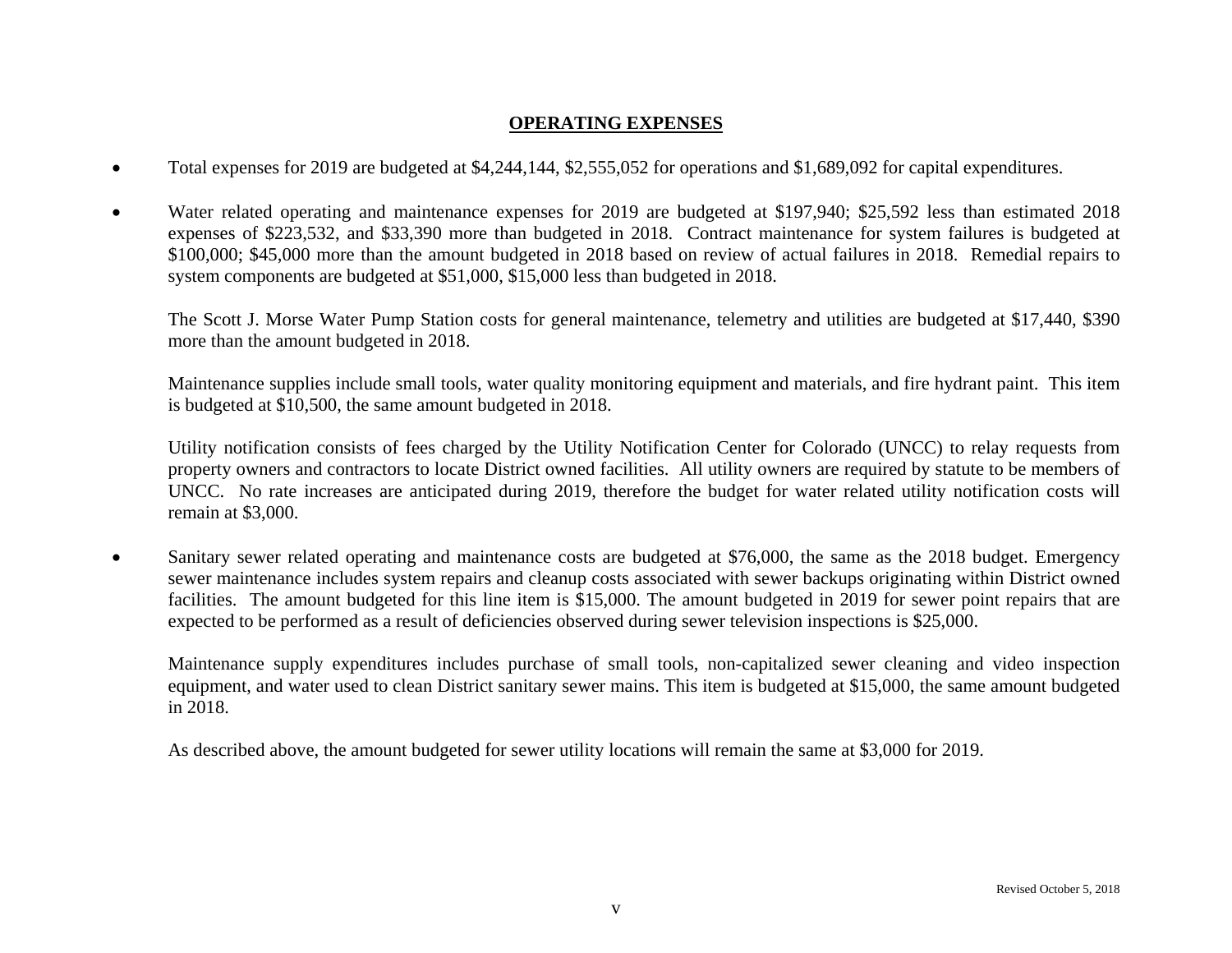## OPERATING EXPENSES

- Total expenses for 2019 are budgeted at $4,244,144, $2,555,052 for operations and $1,689,092 for capital expenditures.

- Water related operating and maintenance expenses for 2019 are budgeted at $197,940; $25,592 less than estimated 2018 expenses of $223,532, and $33,390 more than budgeted in 2018. Contract maintenance for system failures is budgeted at $100,000; $45,000 more than the amount budgeted in 2018 based on review of actual failures in 2018. Remedial repairs to system components are budgeted at $51,000, $15,000 less than budgeted in 2018.

  The Scott J. Morse Water Pump Station costs for general maintenance, telemetry and utilities are budgeted at $17,440, $390 more than the amount budgeted in 2018.

  Maintenance supplies include small tools, water quality monitoring equipment and materials, and fire hydrant paint. This item is budgeted at $10,500, the same amount budgeted in 2018.

  Utility notification consists of fees charged by the Utility Notification Center for Colorado (UNCC) to relay requests from property owners and contractors to locate District owned facilities. All utility owners are required by statute to be members of UNCC. No rate increases are anticipated during 2019, therefore the budget for water related utility notification costs will remain at $3,000.

- Sanitary sewer related operating and maintenance costs are budgeted at $76,000, the same as the 2018 budget. Emergency sewer maintenance includes system repairs and cleanup costs associated with sewer backups originating within District owned facilities. The amount budgeted for this line item is $15,000. The amount budgeted in 2019 for sewer point repairs that are expected to be performed as a result of deficiencies observed during sewer television inspections is $25,000.

  Maintenance supply expenditures includes purchase of small tools, non-capitalized sewer cleaning and video inspection equipment, and water used to clean District sanitary sewer mains. This item is budgeted at $15,000, the same amount budgeted in 2018.

  As described above, the amount budgeted for sewer utility locations will remain the same at $3,000 for 2019.

Revised October 5, 2018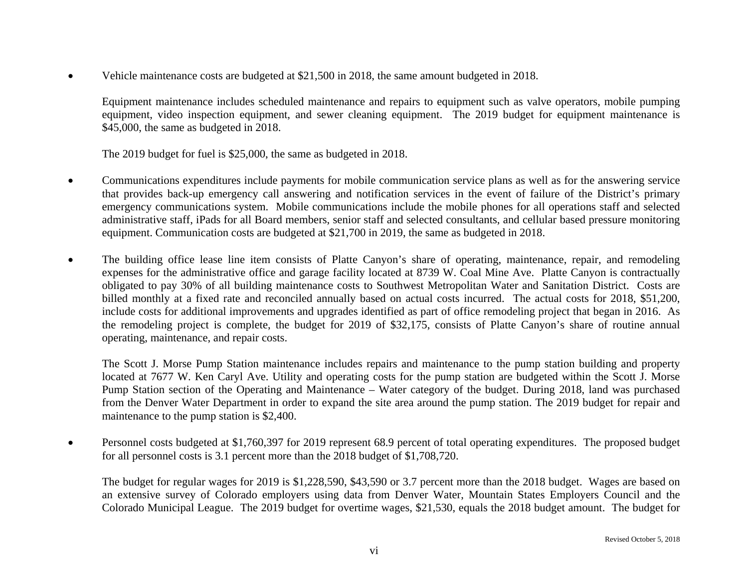- Vehicle maintenance costs are budgeted at $21,500 in 2018, the same amount budgeted in 2018.

  Equipment maintenance includes scheduled maintenance and repairs to equipment such as valve operators, mobile pumping equipment, video inspection equipment, and sewer cleaning equipment. The 2019 budget for equipment maintenance is $45,000, the same as budgeted in 2018.

  The 2019 budget for fuel is $25,000, the same as budgeted in 2018.

- Communications expenditures include payments for mobile communication service plans as well as for the answering service that provides back-up emergency call answering and notification services in the event of failure of the District's primary emergency communications system. Mobile communications include the mobile phones for all operations staff and selected administrative staff, iPads for all Board members, senior staff and selected consultants, and cellular based pressure monitoring equipment. Communication costs are budgeted at $21,700 in 2019, the same as budgeted in 2018.

- The building office lease line item consists of Platte Canyon's share of operating, maintenance, repair, and remodeling expenses for the administrative office and garage facility located at 8739 W. Coal Mine Ave. Platte Canyon is contractually obligated to pay 30% of all building maintenance costs to Southwest Metropolitan Water and Sanitation District. Costs are billed monthly at a fixed rate and reconciled annually based on actual costs incurred. The actual costs for 2018, $51,200, include costs for additional improvements and upgrades identified as part of office remodeling project that began in 2016. As the remodeling project is complete, the budget for 2019 of $32,175, consists of Platte Canyon's share of routine annual operating, maintenance, and repair costs.

  The Scott J. Morse Pump Station maintenance includes repairs and maintenance to the pump station building and property located at 7677 W. Ken Caryl Ave. Utility and operating costs for the pump station are budgeted within the Scott J. Morse Pump Station section of the Operating and Maintenance – Water category of the budget. During 2018, land was purchased from the Denver Water Department in order to expand the site area around the pump station. The 2019 budget for repair and maintenance to the pump station is $2,400.

- Personnel costs budgeted at $1,760,397 for 2019 represent 68.9 percent of total operating expenditures. The proposed budget for all personnel costs is 3.1 percent more than the 2018 budget of $1,708,720.

  The budget for regular wages for 2019 is $1,228,590, $43,590 or 3.7 percent more than the 2018 budget. Wages are based on an extensive survey of Colorado employers using data from Denver Water, Mountain States Employers Council and the Colorado Municipal League. The 2019 budget for overtime wages, $21,530, equals the 2018 budget amount. The budget for

Revised October 5, 2018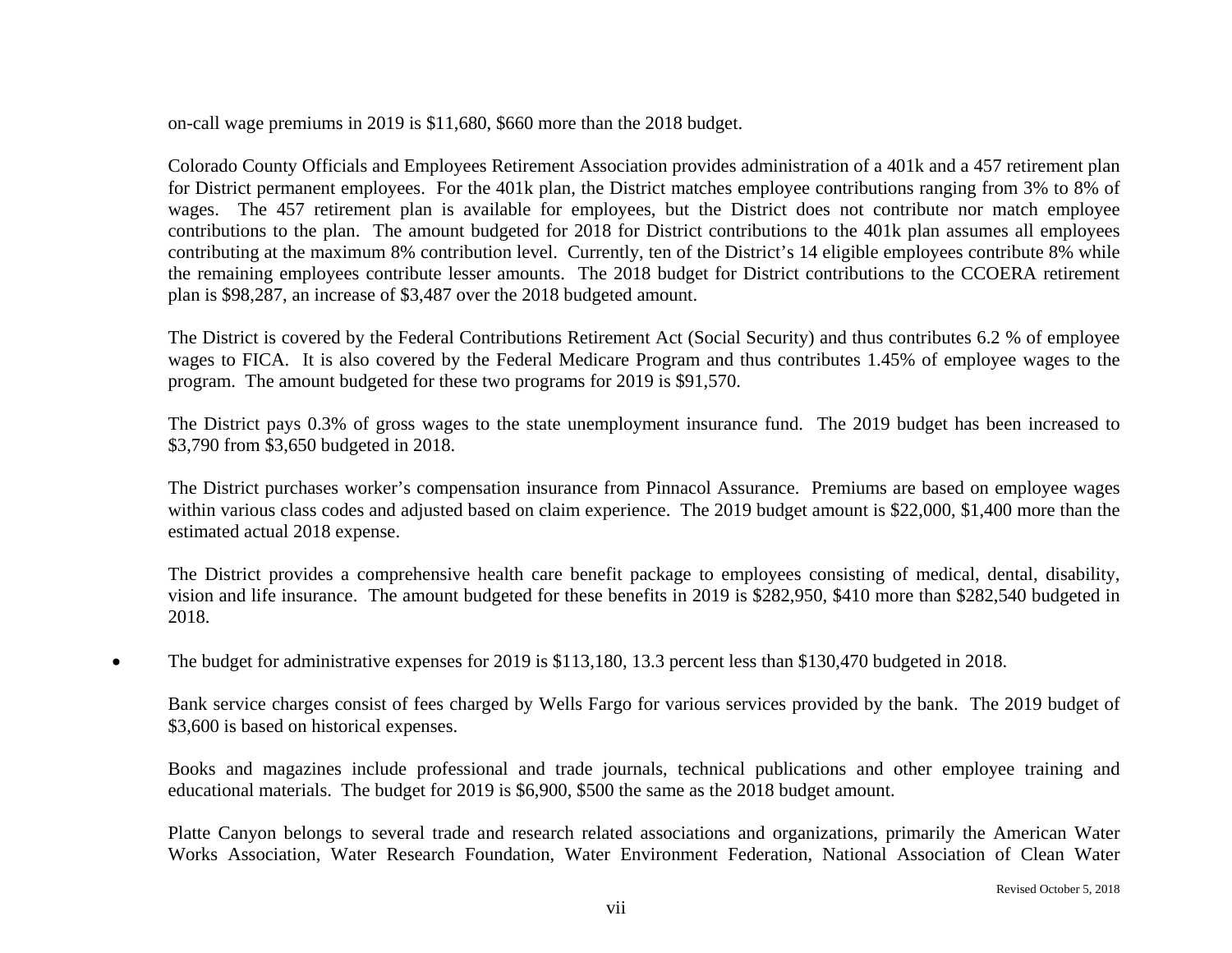on-call wage premiums in 2019 is $11,680, $660 more than the 2018 budget.

Colorado County Officials and Employees Retirement Association provides administration of a 401k and a 457 retirement plan for District permanent employees. For the 401k plan, the District matches employee contributions ranging from 3% to 8% of wages. The 457 retirement plan is available for employees, but the District does not contribute nor match employee contributions to the plan. The amount budgeted for 2018 for District contributions to the 401k plan assumes all employees contributing at the maximum 8% contribution level. Currently, ten of the District's 14 eligible employees contribute 8% while the remaining employees contribute lesser amounts. The 2018 budget for District contributions to the CCOERA retirement plan is $98,287, an increase of $3,487 over the 2018 budgeted amount.

The District is covered by the Federal Contributions Retirement Act (Social Security) and thus contributes 6.2 % of employee wages to FICA. It is also covered by the Federal Medicare Program and thus contributes 1.45% of employee wages to the program. The amount budgeted for these two programs for 2019 is $91,570.

The District pays 0.3% of gross wages to the state unemployment insurance fund. The 2019 budget has been increased to $3,790 from $3,650 budgeted in 2018.

The District purchases worker's compensation insurance from Pinnacol Assurance. Premiums are based on employee wages within various class codes and adjusted based on claim experience. The 2019 budget amount is $22,000, $1,400 more than the estimated actual 2018 expense.

The District provides a comprehensive health care benefit package to employees consisting of medical, dental, disability, vision and life insurance. The amount budgeted for these benefits in 2019 is $282,950, $410 more than $282,540 budgeted in 2018.

- The budget for administrative expenses for 2019 is $113,180, 13.3 percent less than $130,470 budgeted in 2018.

  Bank service charges consist of fees charged by Wells Fargo for various services provided by the bank. The 2019 budget of $3,600 is based on historical expenses.

  Books and magazines include professional and trade journals, technical publications and other employee training and educational materials. The budget for 2019 is $6,900, $500 the same as the 2018 budget amount.

  Platte Canyon belongs to several trade and research related associations and organizations, primarily the American Water Works Association, Water Research Foundation, Water Environment Federation, National Association of Clean Water

Revised October 5, 2018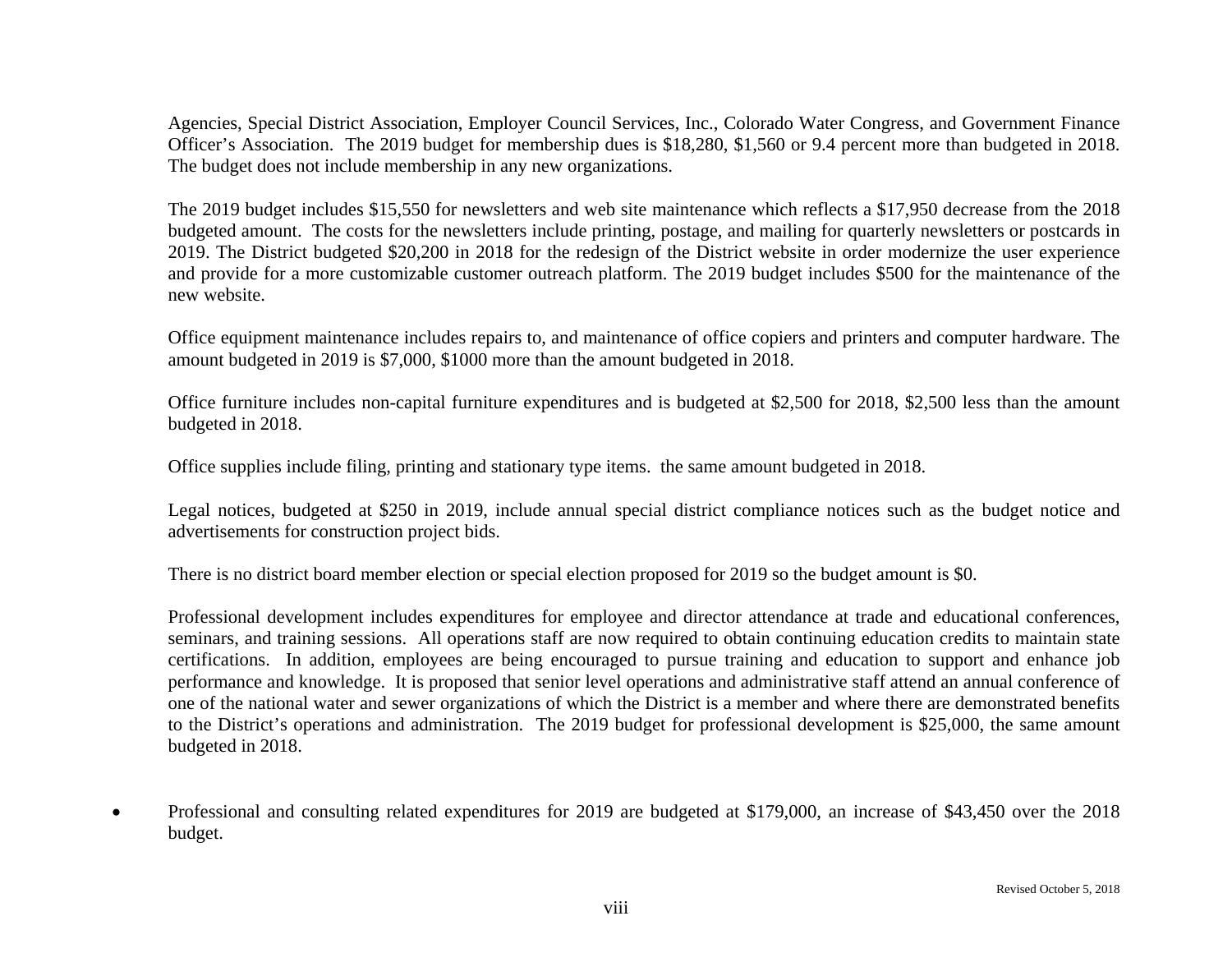Agencies, Special District Association, Employer Council Services, Inc., Colorado Water Congress, and Government Finance Officer's Association. The 2019 budget for membership dues is $18,280, $1,560 or 9.4 percent more than budgeted in 2018. The budget does not include membership in any new organizations.

The 2019 budget includes $15,550 for newsletters and web site maintenance which reflects a $17,950 decrease from the 2018 budgeted amount. The costs for the newsletters include printing, postage, and mailing for quarterly newsletters or postcards in 2019. The District budgeted $20,200 in 2018 for the redesign of the District website in order modernize the user experience and provide for a more customizable customer outreach platform. The 2019 budget includes $500 for the maintenance of the new website.

Office equipment maintenance includes repairs to, and maintenance of office copiers and printers and computer hardware. The amount budgeted in 2019 is $7,000, $1000 more than the amount budgeted in 2018.

Office furniture includes non-capital furniture expenditures and is budgeted at $2,500 for 2018, $2,500 less than the amount budgeted in 2018.

Office supplies include filing, printing and stationary type items. the same amount budgeted in 2018.

Legal notices, budgeted at $250 in 2019, include annual special district compliance notices such as the budget notice and advertisements for construction project bids.

There is no district board member election or special election proposed for 2019 so the budget amount is $0.

Professional development includes expenditures for employee and director attendance at trade and educational conferences, seminars, and training sessions. All operations staff are now required to obtain continuing education credits to maintain state certifications. In addition, employees are being encouraged to pursue training and education to support and enhance job performance and knowledge. It is proposed that senior level operations and administrative staff attend an annual conference of one of the national water and sewer organizations of which the District is a member and where there are demonstrated benefits to the District's operations and administration. The 2019 budget for professional development is $25,000, the same amount budgeted in 2018.

- Professional and consulting related expenditures for 2019 are budgeted at $179,000, an increase of $43,450 over the 2018 budget.

Revised October 5, 2018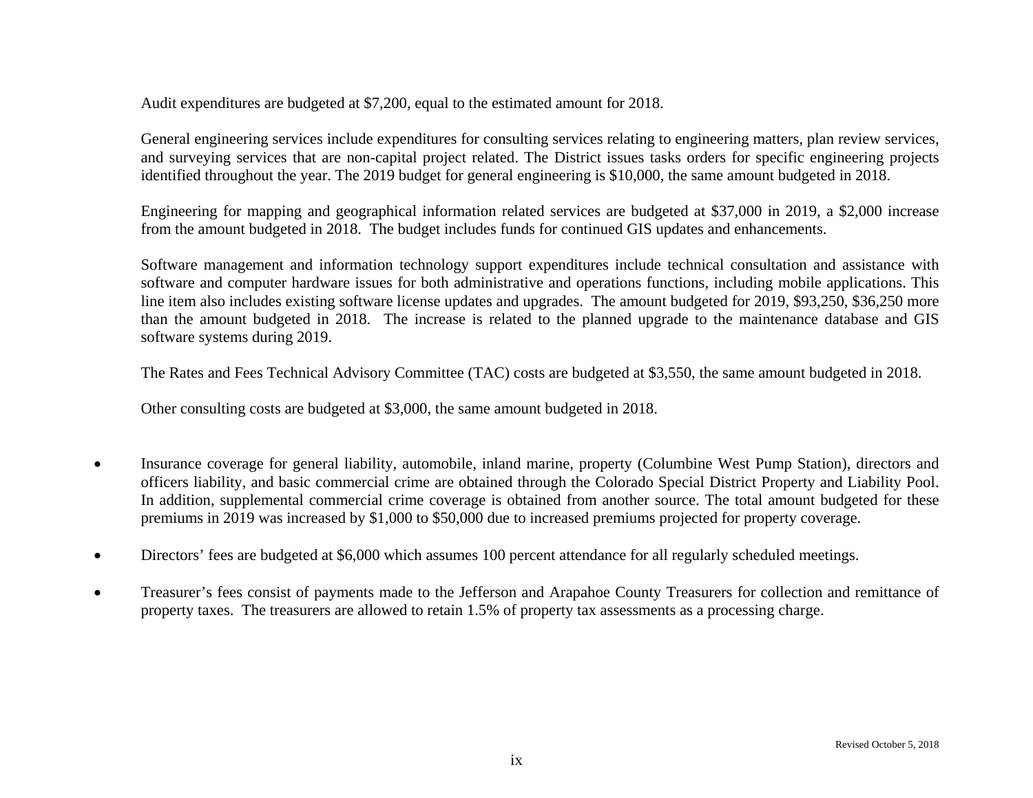Audit expenditures are budgeted at $7,200, equal to the estimated amount for 2018.

General engineering services include expenditures for consulting services relating to engineering matters, plan review services, and surveying services that are non-capital project related. The District issues tasks orders for specific engineering projects identified throughout the year. The 2019 budget for general engineering is $10,000, the same amount budgeted in 2018.

Engineering for mapping and geographical information related services are budgeted at $37,000 in 2019, a $2,000 increase from the amount budgeted in 2018. The budget includes funds for continued GIS updates and enhancements.

Software management and information technology support expenditures include technical consultation and assistance with software and computer hardware issues for both administrative and operations functions, including mobile applications. This line item also includes existing software license updates and upgrades. The amount budgeted for 2019, $93,250, $36,250 more than the amount budgeted in 2018. The increase is related to the planned upgrade to the maintenance database and GIS software systems during 2019.

The Rates and Fees Technical Advisory Committee (TAC) costs are budgeted at $3,550, the same amount budgeted in 2018.

Other consulting costs are budgeted at $3,000, the same amount budgeted in 2018.

- Insurance coverage for general liability, automobile, inland marine, property (Columbine West Pump Station), directors and officers liability, and basic commercial crime are obtained through the Colorado Special District Property and Liability Pool. In addition, supplemental commercial crime coverage is obtained from another source. The total amount budgeted for these premiums in 2019 was increased by $1,000 to $50,000 due to increased premiums projected for property coverage.

- Directors' fees are budgeted at $6,000 which assumes 100 percent attendance for all regularly scheduled meetings.

- Treasurer's fees consist of payments made to the Jefferson and Arapahoe County Treasurers for collection and remittance of property taxes. The treasurers are allowed to retain 1.5% of property tax assessments as a processing charge.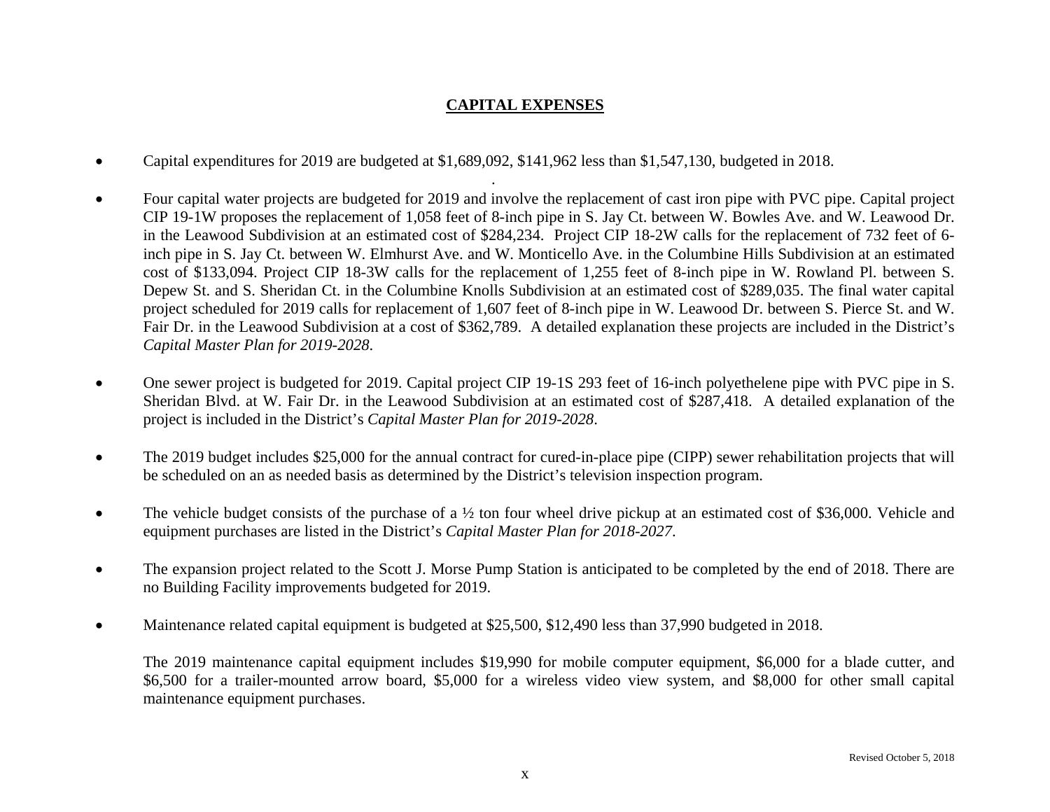## CAPITAL EXPENSES

- Capital expenditures for 2019 are budgeted at $1,689,092, $141,962 less than $1,547,130, budgeted in 2018.

- Four capital water projects are budgeted for 2019 and involve the replacement of cast iron pipe with PVC pipe. Capital project CIP 19-1W proposes the replacement of 1,058 feet of 8-inch pipe in S. Jay Ct. between W. Bowles Ave. and W. Leawood Dr. in the Leawood Subdivision at an estimated cost of $284,234. Project CIP 18-2W calls for the replacement of 732 feet of 6-inch pipe in S. Jay Ct. between W. Elmhurst Ave. and W. Monticello Ave. in the Columbine Hills Subdivision at an estimated cost of $133,094. Project CIP 18-3W calls for the replacement of 1,255 feet of 8-inch pipe in W. Rowland Pl. between S. Depew St. and S. Sheridan Ct. in the Columbine Knolls Subdivision at an estimated cost of $289,035. The final water capital project scheduled for 2019 calls for replacement of 1,607 feet of 8-inch pipe in W. Leawood Dr. between S. Pierce St. and W. Fair Dr. in the Leawood Subdivision at a cost of $362,789. A detailed explanation these projects are included in the District's *Capital Master Plan for 2019-2028*.

- One sewer project is budgeted for 2019. Capital project CIP 19-1S 293 feet of 16-inch polyethelene pipe with PVC pipe in S. Sheridan Blvd. at W. Fair Dr. in the Leawood Subdivision at an estimated cost of $287,418. A detailed explanation of the project is included in the District's *Capital Master Plan for 2019-2028*.

- The 2019 budget includes $25,000 for the annual contract for cured-in-place pipe (CIPP) sewer rehabilitation projects that will be scheduled on an as needed basis as determined by the District's television inspection program.

- The vehicle budget consists of the purchase of a ½ ton four wheel drive pickup at an estimated cost of $36,000. Vehicle and equipment purchases are listed in the District's *Capital Master Plan for 2018-2027*.

- The expansion project related to the Scott J. Morse Pump Station is anticipated to be completed by the end of 2018. There are no Building Facility improvements budgeted for 2019.

- Maintenance related capital equipment is budgeted at $25,500, $12,490 less than 37,990 budgeted in 2018.

  The 2019 maintenance capital equipment includes $19,990 for mobile computer equipment, $6,000 for a blade cutter, and $6,500 for a trailer-mounted arrow board, $5,000 for a wireless video view system, and $8,000 for other small capital maintenance equipment purchases.

Revised October 5, 2018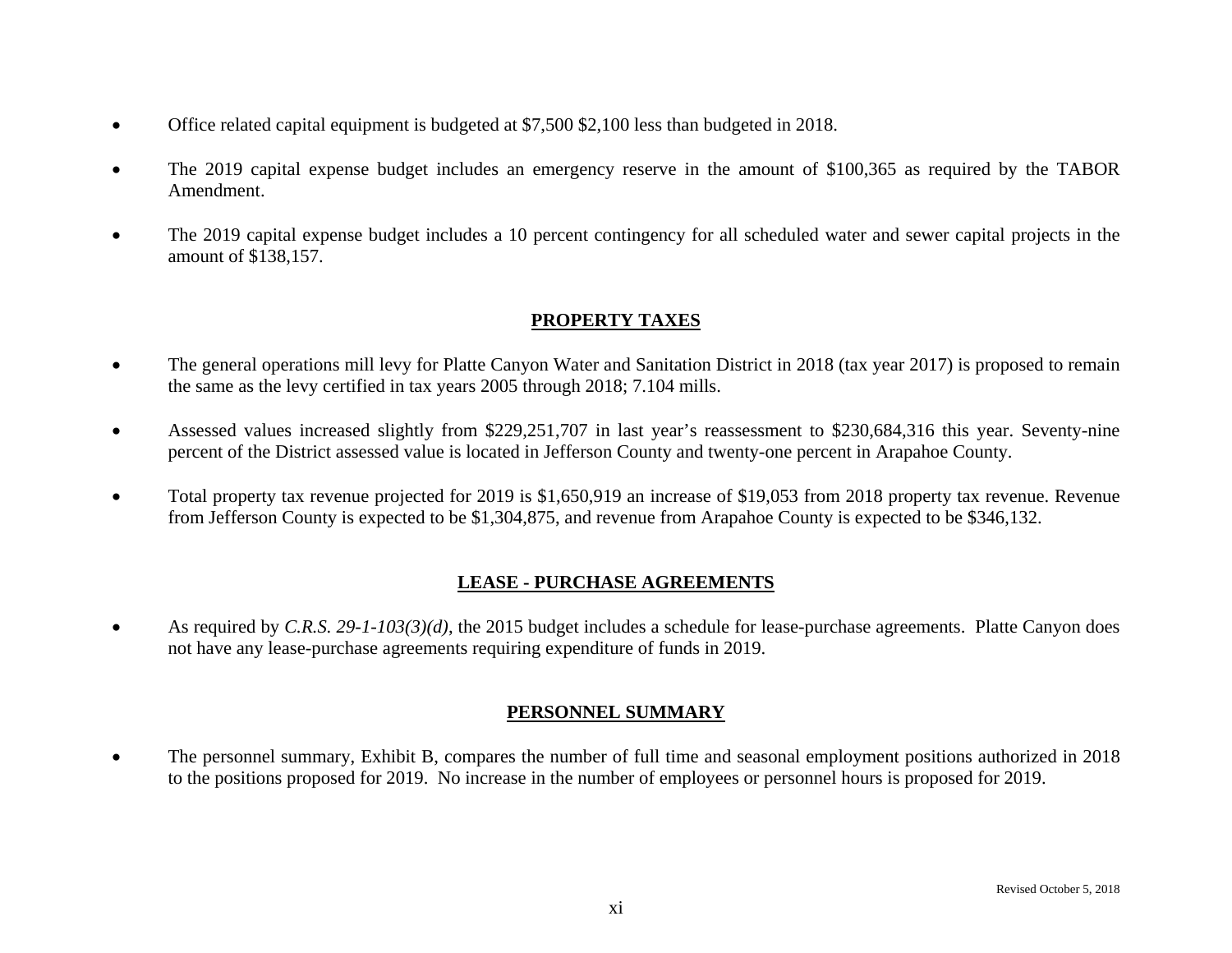- Office related capital equipment is budgeted at $7,500 $2,100 less than budgeted in 2018.
- The 2019 capital expense budget includes an emergency reserve in the amount of $100,365 as required by the TABOR Amendment.
- The 2019 capital expense budget includes a 10 percent contingency for all scheduled water and sewer capital projects in the amount of $138,157.

## PROPERTY TAXES

- The general operations mill levy for Platte Canyon Water and Sanitation District in 2018 (tax year 2017) is proposed to remain the same as the levy certified in tax years 2005 through 2018; 7.104 mills.
- Assessed values increased slightly from $229,251,707 in last year's reassessment to $230,684,316 this year. Seventy-nine percent of the District assessed value is located in Jefferson County and twenty-one percent in Arapahoe County.
- Total property tax revenue projected for 2019 is $1,650,919 an increase of $19,053 from 2018 property tax revenue. Revenue from Jefferson County is expected to be $1,304,875, and revenue from Arapahoe County is expected to be $346,132.

## LEASE - PURCHASE AGREEMENTS

- As required by *C.R.S. 29-1-103(3)(d)*, the 2015 budget includes a schedule for lease-purchase agreements. Platte Canyon does not have any lease-purchase agreements requiring expenditure of funds in 2019.

## PERSONNEL SUMMARY

- The personnel summary, Exhibit B, compares the number of full time and seasonal employment positions authorized in 2018 to the positions proposed for 2019. No increase in the number of employees or personnel hours is proposed for 2019.

Revised October 5, 2018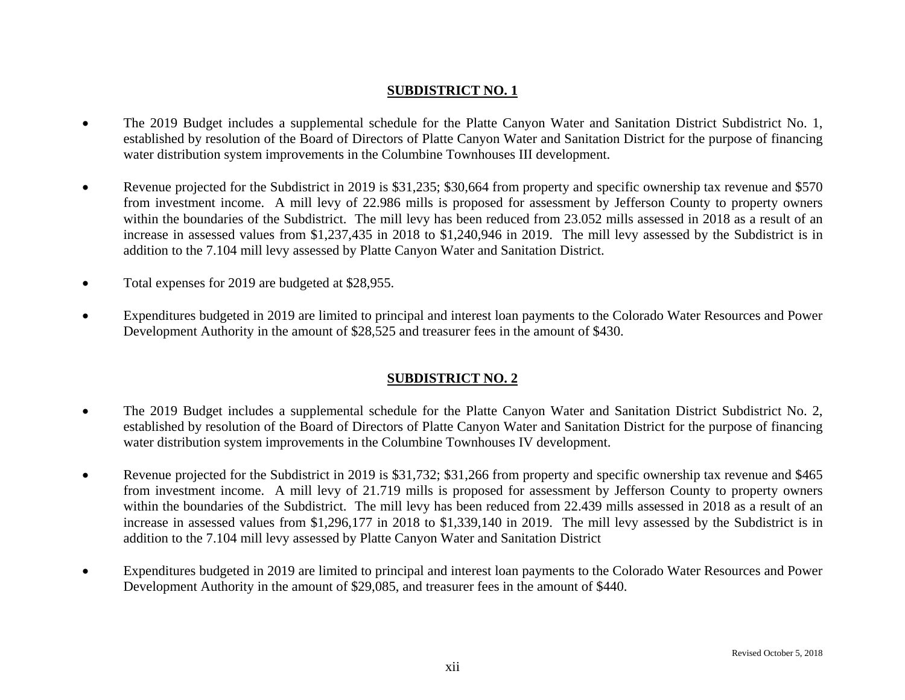## SUBDISTRICT NO. 1

- The 2019 Budget includes a supplemental schedule for the Platte Canyon Water and Sanitation District Subdistrict No. 1, established by resolution of the Board of Directors of Platte Canyon Water and Sanitation District for the purpose of financing water distribution system improvements in the Columbine Townhouses III development.

- Revenue projected for the Subdistrict in 2019 is $31,235; $30,664 from property and specific ownership tax revenue and $570 from investment income. A mill levy of 22.986 mills is proposed for assessment by Jefferson County to property owners within the boundaries of the Subdistrict. The mill levy has been reduced from 23.052 mills assessed in 2018 as a result of an increase in assessed values from $1,237,435 in 2018 to $1,240,946 in 2019. The mill levy assessed by the Subdistrict is in addition to the 7.104 mill levy assessed by Platte Canyon Water and Sanitation District.

- Total expenses for 2019 are budgeted at $28,955.

- Expenditures budgeted in 2019 are limited to principal and interest loan payments to the Colorado Water Resources and Power Development Authority in the amount of $28,525 and treasurer fees in the amount of $430.

## SUBDISTRICT NO. 2

- The 2019 Budget includes a supplemental schedule for the Platte Canyon Water and Sanitation District Subdistrict No. 2, established by resolution of the Board of Directors of Platte Canyon Water and Sanitation District for the purpose of financing water distribution system improvements in the Columbine Townhouses IV development.

- Revenue projected for the Subdistrict in 2019 is $31,732; $31,266 from property and specific ownership tax revenue and $465 from investment income. A mill levy of 21.719 mills is proposed for assessment by Jefferson County to property owners within the boundaries of the Subdistrict. The mill levy has been reduced from 22.439 mills assessed in 2018 as a result of an increase in assessed values from $1,296,177 in 2018 to $1,339,140 in 2019. The mill levy assessed by the Subdistrict is in addition to the 7.104 mill levy assessed by Platte Canyon Water and Sanitation District

- Expenditures budgeted in 2019 are limited to principal and interest loan payments to the Colorado Water Resources and Power Development Authority in the amount of $29,085, and treasurer fees in the amount of $440.

Revised October 5, 2018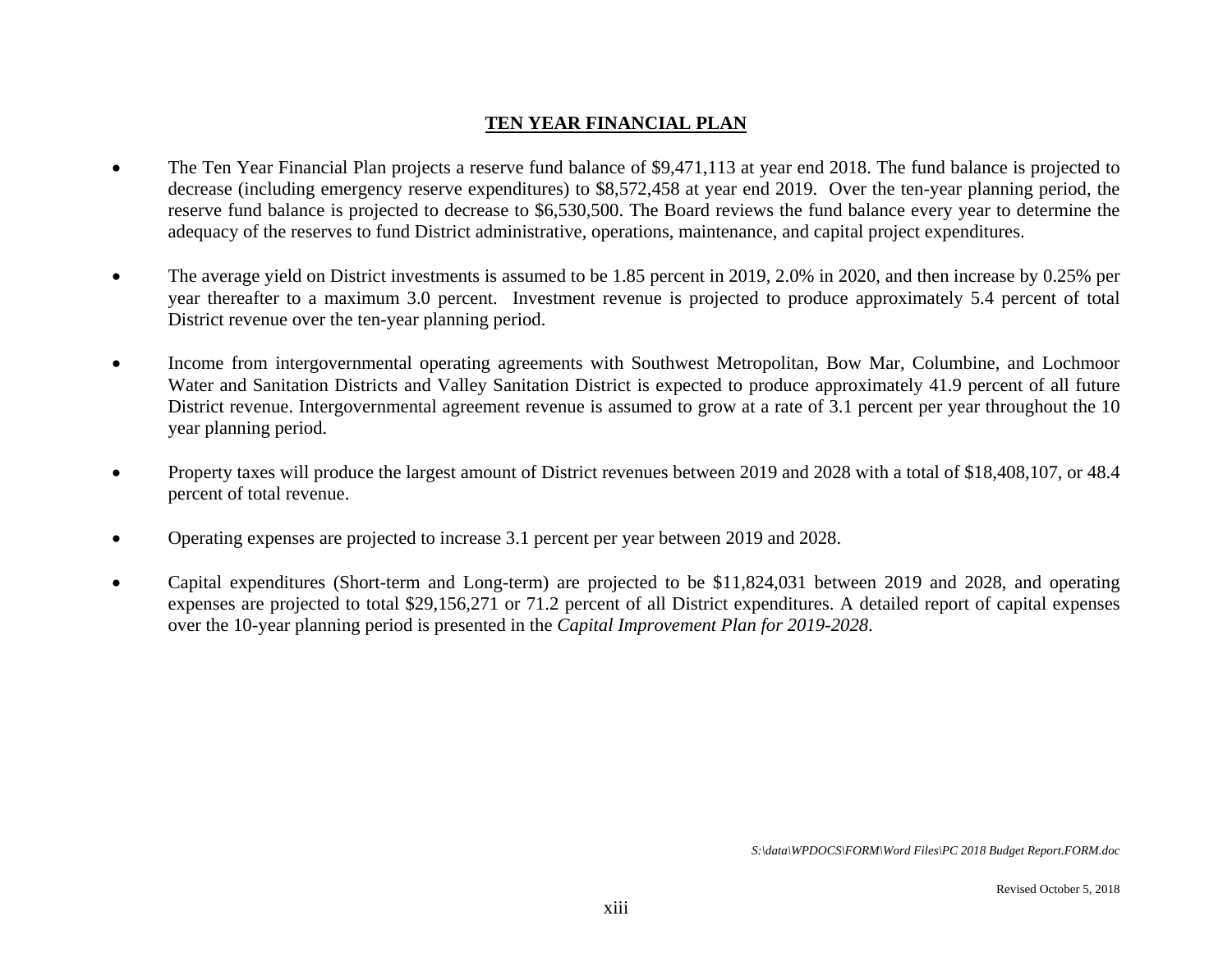## TEN YEAR FINANCIAL PLAN

- The Ten Year Financial Plan projects a reserve fund balance of $9,471,113 at year end 2018. The fund balance is projected to decrease (including emergency reserve expenditures) to $8,572,458 at year end 2019. Over the ten-year planning period, the reserve fund balance is projected to decrease to $6,530,500. The Board reviews the fund balance every year to determine the adequacy of the reserves to fund District administrative, operations, maintenance, and capital project expenditures.

- The average yield on District investments is assumed to be 1.85 percent in 2019, 2.0% in 2020, and then increase by 0.25% per year thereafter to a maximum 3.0 percent. Investment revenue is projected to produce approximately 5.4 percent of total District revenue over the ten-year planning period.

- Income from intergovernmental operating agreements with Southwest Metropolitan, Bow Mar, Columbine, and Lochmoor Water and Sanitation Districts and Valley Sanitation District is expected to produce approximately 41.9 percent of all future District revenue. Intergovernmental agreement revenue is assumed to grow at a rate of 3.1 percent per year throughout the 10 year planning period.

- Property taxes will produce the largest amount of District revenues between 2019 and 2028 with a total of $18,408,107, or 48.4 percent of total revenue.

- Operating expenses are projected to increase 3.1 percent per year between 2019 and 2028.

- Capital expenditures (Short-term and Long-term) are projected to be $11,824,031 between 2019 and 2028, and operating expenses are projected to total $29,156,271 or 71.2 percent of all District expenditures. A detailed report of capital expenses over the 10-year planning period is presented in the *Capital Improvement Plan for 2019-2028*.

*S:\data\WPDOCS\FORM\Word Files\PC 2018 Budget Report.FORM.doc*

Revised October 5, 2018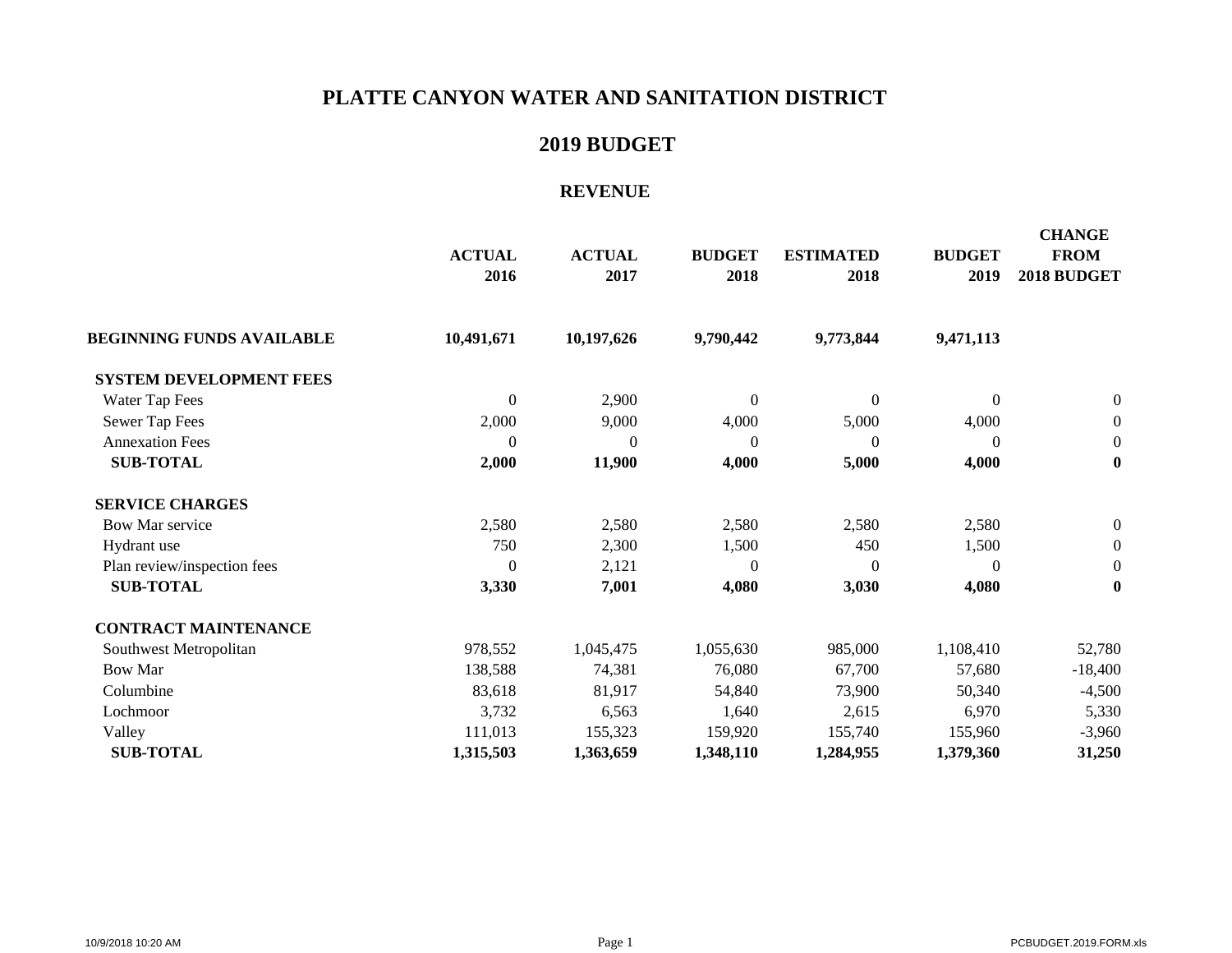# PLATTE CANYON WATER AND SANITATION DISTRICT

## 2019 BUDGET

### REVENUE

| | ACTUAL 2016 | ACTUAL 2017 | BUDGET 2018 | ESTIMATED 2018 | BUDGET 2019 | CHANGE FROM 2018 BUDGET |
|---|---|---|---|---|---|---|
| **BEGINNING FUNDS AVAILABLE** | **10,491,671** | **10,197,626** | **9,790,442** | **9,773,844** | **9,471,113** | |
| **SYSTEM DEVELOPMENT FEES** | | | | | | |
| Water Tap Fees | 0 | 2,900 | 0 | 0 | 0 | 0 |
| Sewer Tap Fees | 2,000 | 9,000 | 4,000 | 5,000 | 4,000 | 0 |
| Annexation Fees | 0 | 0 | 0 | 0 | 0 | 0 |
| **SUB-TOTAL** | **2,000** | **11,900** | **4,000** | **5,000** | **4,000** | **0** |
| **SERVICE CHARGES** | | | | | | |
| Bow Mar service | 2,580 | 2,580 | 2,580 | 2,580 | 2,580 | 0 |
| Hydrant use | 750 | 2,300 | 1,500 | 450 | 1,500 | 0 |
| Plan review/inspection fees | 0 | 2,121 | 0 | 0 | 0 | 0 |
| **SUB-TOTAL** | **3,330** | **7,001** | **4,080** | **3,030** | **4,080** | **0** |
| **CONTRACT MAINTENANCE** | | | | | | |
| Southwest Metropolitan | 978,552 | 1,045,475 | 1,055,630 | 985,000 | 1,108,410 | 52,780 |
| Bow Mar | 138,588 | 74,381 | 76,080 | 67,700 | 57,680 | -18,400 |
| Columbine | 83,618 | 81,917 | 54,840 | 73,900 | 50,340 | -4,500 |
| Lochmoor | 3,732 | 6,563 | 1,640 | 2,615 | 6,970 | 5,330 |
| Valley | 111,013 | 155,323 | 159,920 | 155,740 | 155,960 | -3,960 |
| **SUB-TOTAL** | **1,315,503** | **1,363,659** | **1,348,110** | **1,284,955** | **1,379,360** | **31,250** |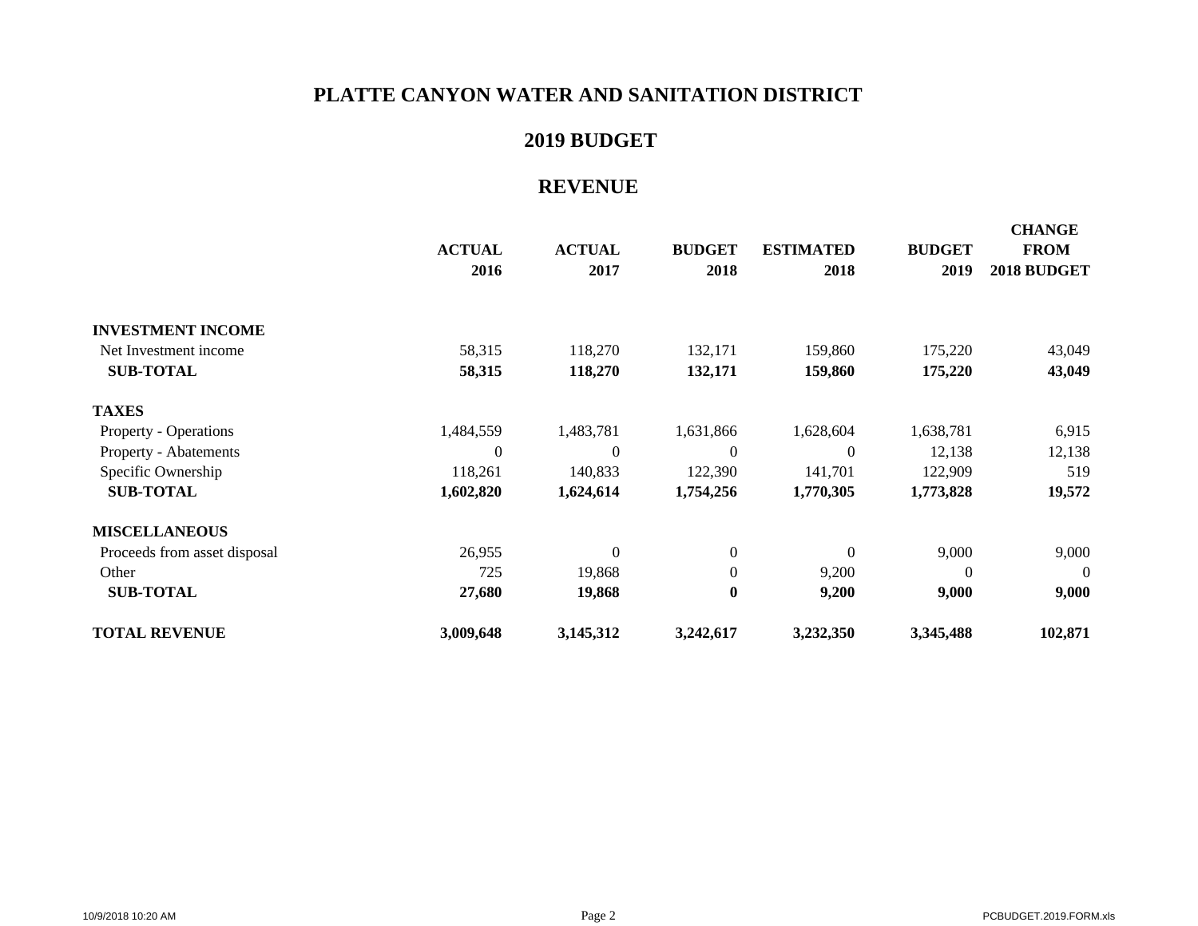# PLATTE CANYON WATER AND SANITATION DISTRICT

## 2019 BUDGET

## REVENUE

| | ACTUAL 2016 | ACTUAL 2017 | BUDGET 2018 | ESTIMATED 2018 | BUDGET 2019 | CHANGE FROM 2018 BUDGET |
|---|---|---|---|---|---|---|
| **INVESTMENT INCOME** | | | | | | |
| Net Investment income | 58,315 | 118,270 | 132,171 | 159,860 | 175,220 | 43,049 |
| **SUB-TOTAL** | **58,315** | **118,270** | **132,171** | **159,860** | **175,220** | **43,049** |
| **TAXES** | | | | | | |
| Property - Operations | 1,484,559 | 1,483,781 | 1,631,866 | 1,628,604 | 1,638,781 | 6,915 |
| Property - Abatements | 0 | 0 | 0 | 0 | 12,138 | 12,138 |
| Specific Ownership | 118,261 | 140,833 | 122,390 | 141,701 | 122,909 | 519 |
| **SUB-TOTAL** | **1,602,820** | **1,624,614** | **1,754,256** | **1,770,305** | **1,773,828** | **19,572** |
| **MISCELLANEOUS** | | | | | | |
| Proceeds from asset disposal | 26,955 | 0 | 0 | 0 | 9,000 | 9,000 |
| Other | 725 | 19,868 | 0 | 9,200 | 0 | 0 |
| **SUB-TOTAL** | **27,680** | **19,868** | **0** | **9,200** | **9,000** | **9,000** |
| **TOTAL REVENUE** | **3,009,648** | **3,145,312** | **3,242,617** | **3,232,350** | **3,345,488** | **102,871** |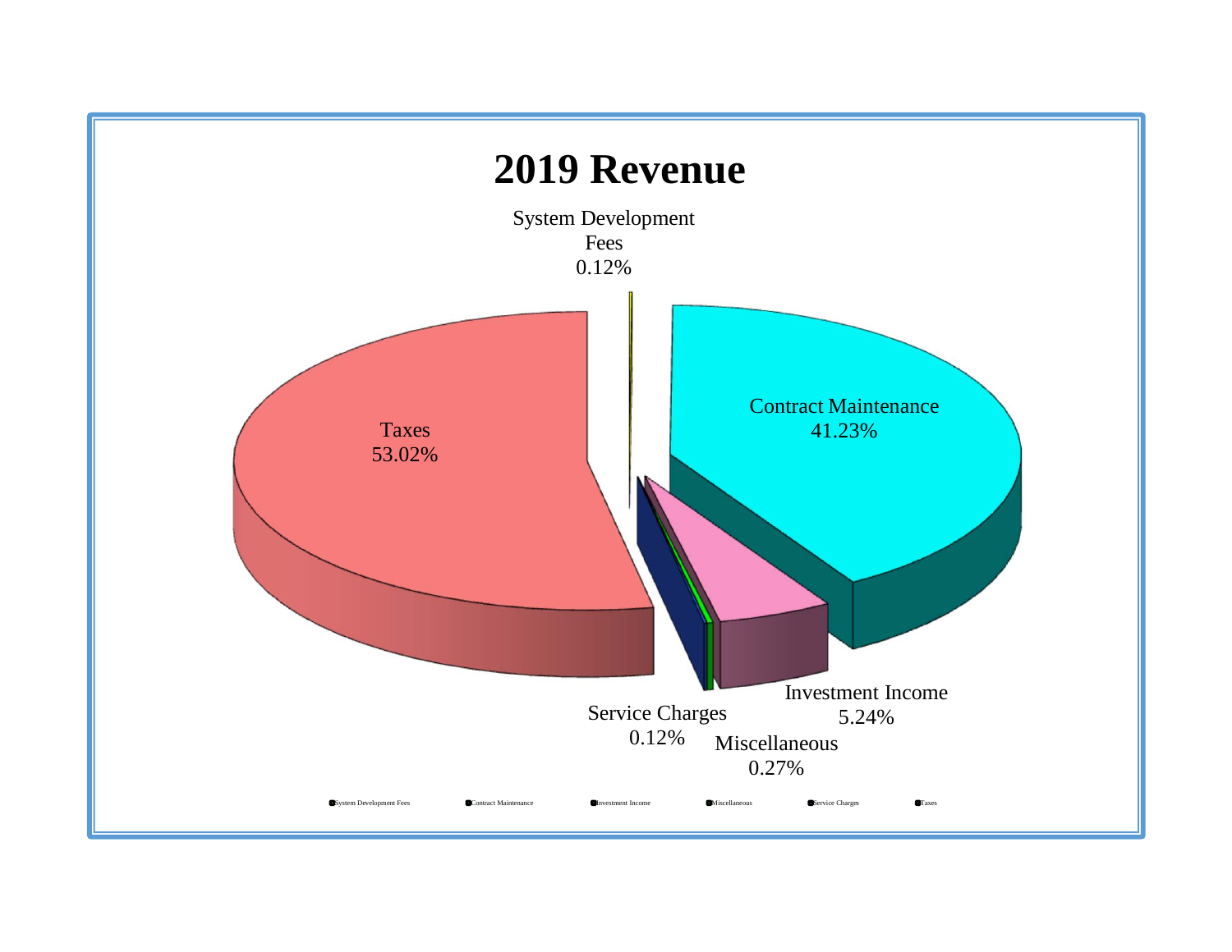# 2019 Revenue

System Development Fees 0.12%

Contract Maintenance 41.23%

Taxes 53.02%

Investment Income 5.24%

Service Charges 0.12%

Miscellaneous 0.27%

System Development Fees | Contract Maintenance | Investment Income | Miscellaneous | Service Charges | Taxes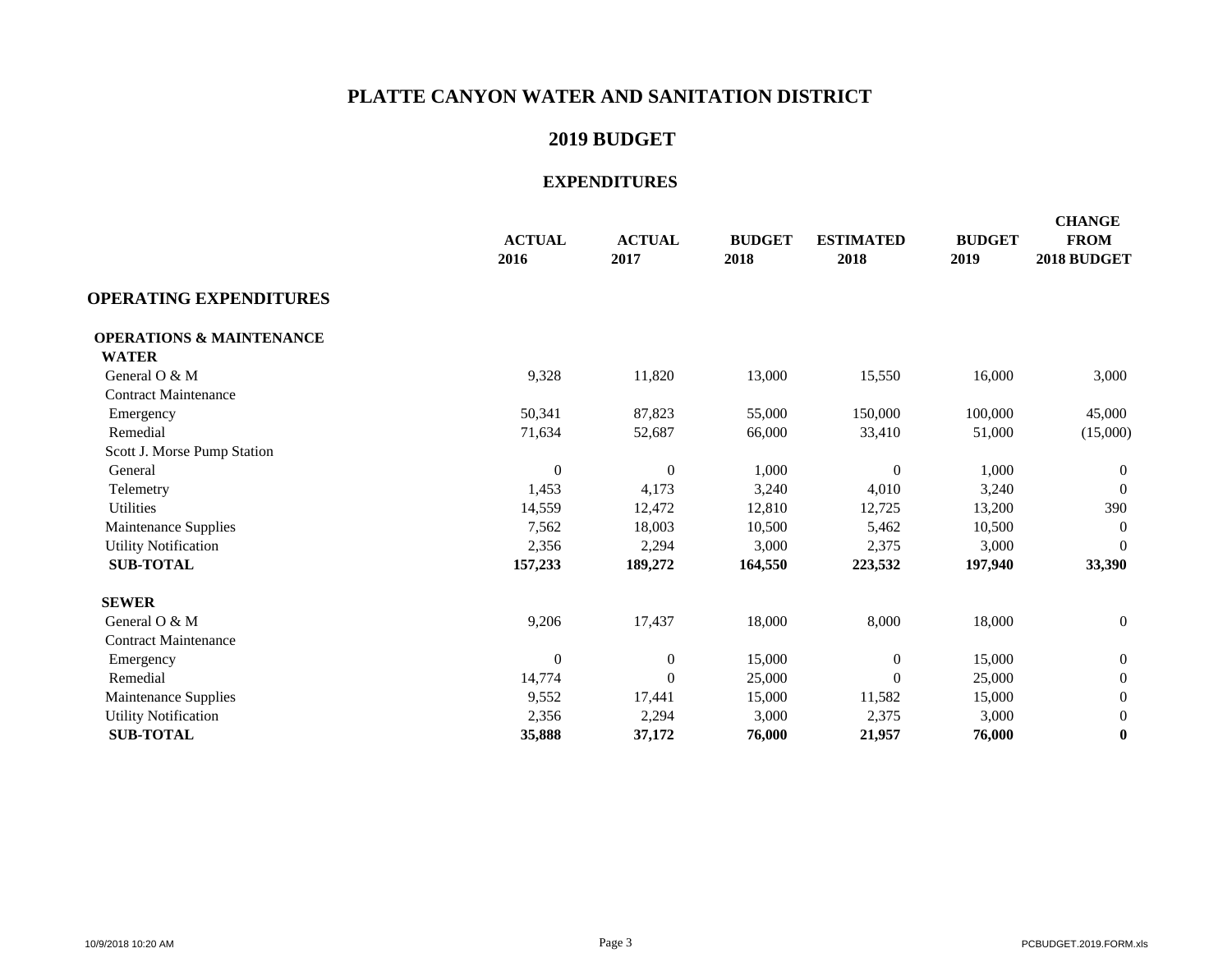# PLATTE CANYON WATER AND SANITATION DISTRICT

## 2019 BUDGET

### EXPENDITURES

| | ACTUAL 2016 | ACTUAL 2017 | BUDGET 2018 | ESTIMATED 2018 | BUDGET 2019 | CHANGE FROM 2018 BUDGET |
|---|---|---|---|---|---|---|
| **OPERATING EXPENDITURES** | | | | | | |
| **OPERATIONS & MAINTENANCE** | | | | | | |
| **WATER** | | | | | | |
| General O & M | 9,328 | 11,820 | 13,000 | 15,550 | 16,000 | 3,000 |
| Contract Maintenance | | | | | | |
| Emergency | 50,341 | 87,823 | 55,000 | 150,000 | 100,000 | 45,000 |
| Remedial | 71,634 | 52,687 | 66,000 | 33,410 | 51,000 | (15,000) |
| Scott J. Morse Pump Station | | | | | | |
| General | 0 | 0 | 1,000 | 0 | 1,000 | 0 |
| Telemetry | 1,453 | 4,173 | 3,240 | 4,010 | 3,240 | 0 |
| Utilities | 14,559 | 12,472 | 12,810 | 12,725 | 13,200 | 390 |
| Maintenance Supplies | 7,562 | 18,003 | 10,500 | 5,462 | 10,500 | 0 |
| Utility Notification | 2,356 | 2,294 | 3,000 | 2,375 | 3,000 | 0 |
| **SUB-TOTAL** | **157,233** | **189,272** | **164,550** | **223,532** | **197,940** | **33,390** |
| **SEWER** | | | | | | |
| General O & M | 9,206 | 17,437 | 18,000 | 8,000 | 18,000 | 0 |
| Contract Maintenance | | | | | | |
| Emergency | 0 | 0 | 15,000 | 0 | 15,000 | 0 |
| Remedial | 14,774 | 0 | 25,000 | 0 | 25,000 | 0 |
| Maintenance Supplies | 9,552 | 17,441 | 15,000 | 11,582 | 15,000 | 0 |
| Utility Notification | 2,356 | 2,294 | 3,000 | 2,375 | 3,000 | 0 |
| **SUB-TOTAL** | **35,888** | **37,172** | **76,000** | **21,957** | **76,000** | **0** |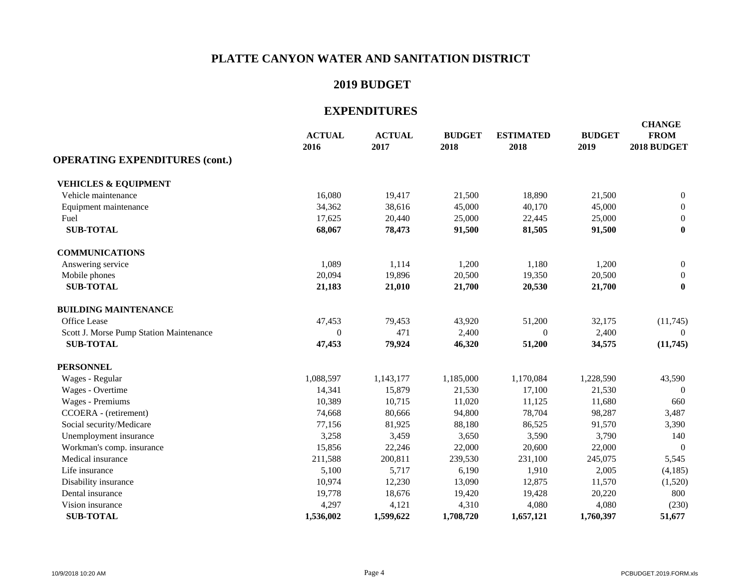# PLATTE CANYON WATER AND SANITATION DISTRICT

## 2019 BUDGET

## EXPENDITURES

| OPERATING EXPENDITURES (cont.) | ACTUAL 2016 | ACTUAL 2017 | BUDGET 2018 | ESTIMATED 2018 | BUDGET 2019 | CHANGE FROM 2018 BUDGET |
|---|---|---|---|---|---|---|
| **VEHICLES & EQUIPMENT** | | | | | | |
| Vehicle maintenance | 16,080 | 19,417 | 21,500 | 18,890 | 21,500 | 0 |
| Equipment maintenance | 34,362 | 38,616 | 45,000 | 40,170 | 45,000 | 0 |
| Fuel | 17,625 | 20,440 | 25,000 | 22,445 | 25,000 | 0 |
| **SUB-TOTAL** | **68,067** | **78,473** | **91,500** | **81,505** | **91,500** | **0** |
| **COMMUNICATIONS** | | | | | | |
| Answering service | 1,089 | 1,114 | 1,200 | 1,180 | 1,200 | 0 |
| Mobile phones | 20,094 | 19,896 | 20,500 | 19,350 | 20,500 | 0 |
| **SUB-TOTAL** | **21,183** | **21,010** | **21,700** | **20,530** | **21,700** | **0** |
| **BUILDING MAINTENANCE** | | | | | | |
| Office Lease | 47,453 | 79,453 | 43,920 | 51,200 | 32,175 | (11,745) |
| Scott J. Morse Pump Station Maintenance | 0 | 471 | 2,400 | 0 | 2,400 | 0 |
| **SUB-TOTAL** | **47,453** | **79,924** | **46,320** | **51,200** | **34,575** | **(11,745)** |
| **PERSONNEL** | | | | | | |
| Wages - Regular | 1,088,597 | 1,143,177 | 1,185,000 | 1,170,084 | 1,228,590 | 43,590 |
| Wages - Overtime | 14,341 | 15,879 | 21,530 | 17,100 | 21,530 | 0 |
| Wages - Premiums | 10,389 | 10,715 | 11,020 | 11,125 | 11,680 | 660 |
| CCOERA - (retirement) | 74,668 | 80,666 | 94,800 | 78,704 | 98,287 | 3,487 |
| Social security/Medicare | 77,156 | 81,925 | 88,180 | 86,525 | 91,570 | 3,390 |
| Unemployment insurance | 3,258 | 3,459 | 3,650 | 3,590 | 3,790 | 140 |
| Workman's comp. insurance | 15,856 | 22,246 | 22,000 | 20,600 | 22,000 | 0 |
| Medical insurance | 211,588 | 200,811 | 239,530 | 231,100 | 245,075 | 5,545 |
| Life insurance | 5,100 | 5,717 | 6,190 | 1,910 | 2,005 | (4,185) |
| Disability insurance | 10,974 | 12,230 | 13,090 | 12,875 | 11,570 | (1,520) |
| Dental insurance | 19,778 | 18,676 | 19,420 | 19,428 | 20,220 | 800 |
| Vision insurance | 4,297 | 4,121 | 4,310 | 4,080 | 4,080 | (230) |
| **SUB-TOTAL** | **1,536,002** | **1,599,622** | **1,708,720** | **1,657,121** | **1,760,397** | **51,677** |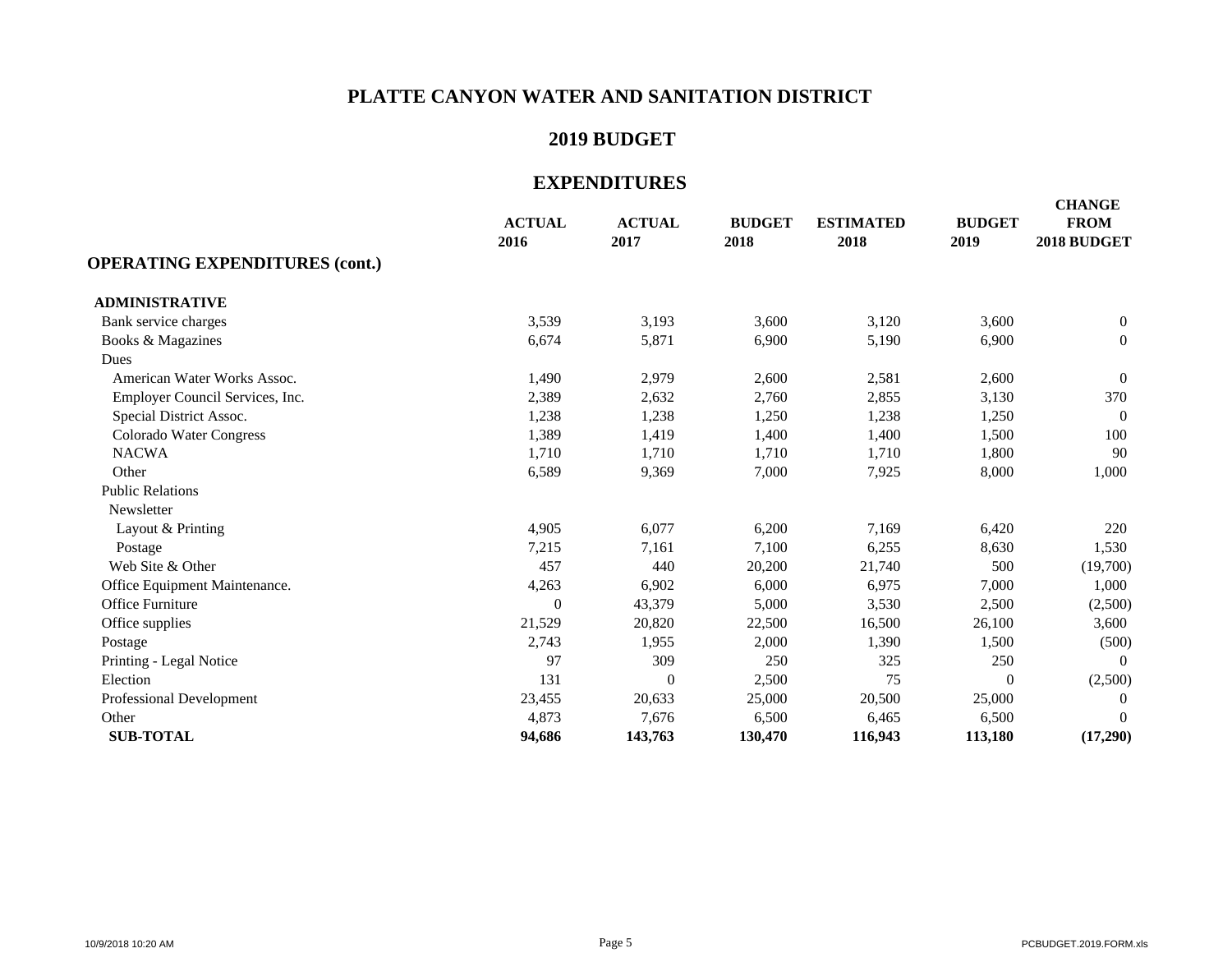# PLATTE CANYON WATER AND SANITATION DISTRICT

## 2019 BUDGET

## EXPENDITURES

| OPERATING EXPENDITURES (cont.) | ACTUAL 2016 | ACTUAL 2017 | BUDGET 2018 | ESTIMATED 2018 | BUDGET 2019 | CHANGE FROM 2018 BUDGET |
|---|---|---|---|---|---|---|
| **ADMINISTRATIVE** | | | | | | |
| Bank service charges | 3,539 | 3,193 | 3,600 | 3,120 | 3,600 | 0 |
| Books & Magazines | 6,674 | 5,871 | 6,900 | 5,190 | 6,900 | 0 |
| Dues | | | | | | |
| American Water Works Assoc. | 1,490 | 2,979 | 2,600 | 2,581 | 2,600 | 0 |
| Employer Council Services, Inc. | 2,389 | 2,632 | 2,760 | 2,855 | 3,130 | 370 |
| Special District Assoc. | 1,238 | 1,238 | 1,250 | 1,238 | 1,250 | 0 |
| Colorado Water Congress | 1,389 | 1,419 | 1,400 | 1,400 | 1,500 | 100 |
| NACWA | 1,710 | 1,710 | 1,710 | 1,710 | 1,800 | 90 |
| Other | 6,589 | 9,369 | 7,000 | 7,925 | 8,000 | 1,000 |
| Public Relations | | | | | | |
| Newsletter | | | | | | |
| Layout & Printing | 4,905 | 6,077 | 6,200 | 7,169 | 6,420 | 220 |
| Postage | 7,215 | 7,161 | 7,100 | 6,255 | 8,630 | 1,530 |
| Web Site & Other | 457 | 440 | 20,200 | 21,740 | 500 | (19,700) |
| Office Equipment Maintenance. | 4,263 | 6,902 | 6,000 | 6,975 | 7,000 | 1,000 |
| Office Furniture | 0 | 43,379 | 5,000 | 3,530 | 2,500 | (2,500) |
| Office supplies | 21,529 | 20,820 | 22,500 | 16,500 | 26,100 | 3,600 |
| Postage | 2,743 | 1,955 | 2,000 | 1,390 | 1,500 | (500) |
| Printing - Legal Notice | 97 | 309 | 250 | 325 | 250 | 0 |
| Election | 131 | 0 | 2,500 | 75 | 0 | (2,500) |
| Professional Development | 23,455 | 20,633 | 25,000 | 20,500 | 25,000 | 0 |
| Other | 4,873 | 7,676 | 6,500 | 6,465 | 6,500 | 0 |
| **SUB-TOTAL** | **94,686** | **143,763** | **130,470** | **116,943** | **113,180** | **(17,290)** |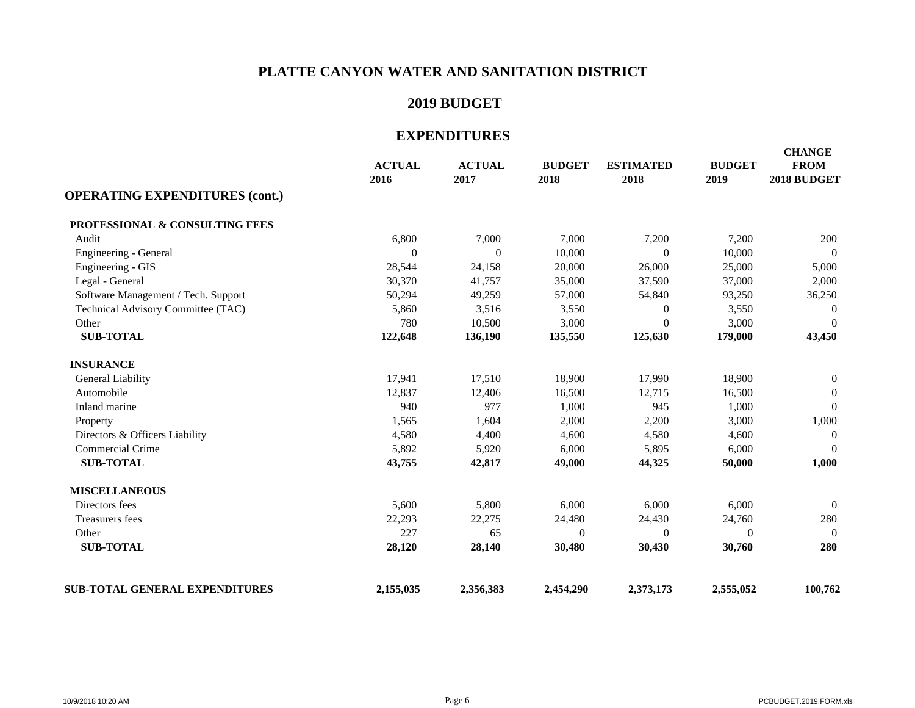# PLATTE CANYON WATER AND SANITATION DISTRICT

## 2019 BUDGET

## EXPENDITURES

| | ACTUAL 2016 | ACTUAL 2017 | BUDGET 2018 | ESTIMATED 2018 | BUDGET 2019 | CHANGE FROM 2018 BUDGET |
|---|---|---|---|---|---|---|
| **OPERATING EXPENDITURES (cont.)** | | | | | | |
| **PROFESSIONAL & CONSULTING FEES** | | | | | | |
| Audit | 6,800 | 7,000 | 7,000 | 7,200 | 7,200 | 200 |
| Engineering - General | 0 | 0 | 10,000 | 0 | 10,000 | 0 |
| Engineering - GIS | 28,544 | 24,158 | 20,000 | 26,000 | 25,000 | 5,000 |
| Legal - General | 30,370 | 41,757 | 35,000 | 37,590 | 37,000 | 2,000 |
| Software Management / Tech. Support | 50,294 | 49,259 | 57,000 | 54,840 | 93,250 | 36,250 |
| Technical Advisory Committee (TAC) | 5,860 | 3,516 | 3,550 | 0 | 3,550 | 0 |
| Other | 780 | 10,500 | 3,000 | 0 | 3,000 | 0 |
| **SUB-TOTAL** | **122,648** | **136,190** | **135,550** | **125,630** | **179,000** | **43,450** |
| **INSURANCE** | | | | | | |
| General Liability | 17,941 | 17,510 | 18,900 | 17,990 | 18,900 | 0 |
| Automobile | 12,837 | 12,406 | 16,500 | 12,715 | 16,500 | 0 |
| Inland marine | 940 | 977 | 1,000 | 945 | 1,000 | 0 |
| Property | 1,565 | 1,604 | 2,000 | 2,200 | 3,000 | 1,000 |
| Directors & Officers Liability | 4,580 | 4,400 | 4,600 | 4,580 | 4,600 | 0 |
| Commercial Crime | 5,892 | 5,920 | 6,000 | 5,895 | 6,000 | 0 |
| **SUB-TOTAL** | **43,755** | **42,817** | **49,000** | **44,325** | **50,000** | **1,000** |
| **MISCELLANEOUS** | | | | | | |
| Directors fees | 5,600 | 5,800 | 6,000 | 6,000 | 6,000 | 0 |
| Treasurers fees | 22,293 | 22,275 | 24,480 | 24,430 | 24,760 | 280 |
| Other | 227 | 65 | 0 | 0 | 0 | 0 |
| **SUB-TOTAL** | **28,120** | **28,140** | **30,480** | **30,430** | **30,760** | **280** |
| **SUB-TOTAL GENERAL EXPENDITURES** | **2,155,035** | **2,356,383** | **2,454,290** | **2,373,173** | **2,555,052** | **100,762** |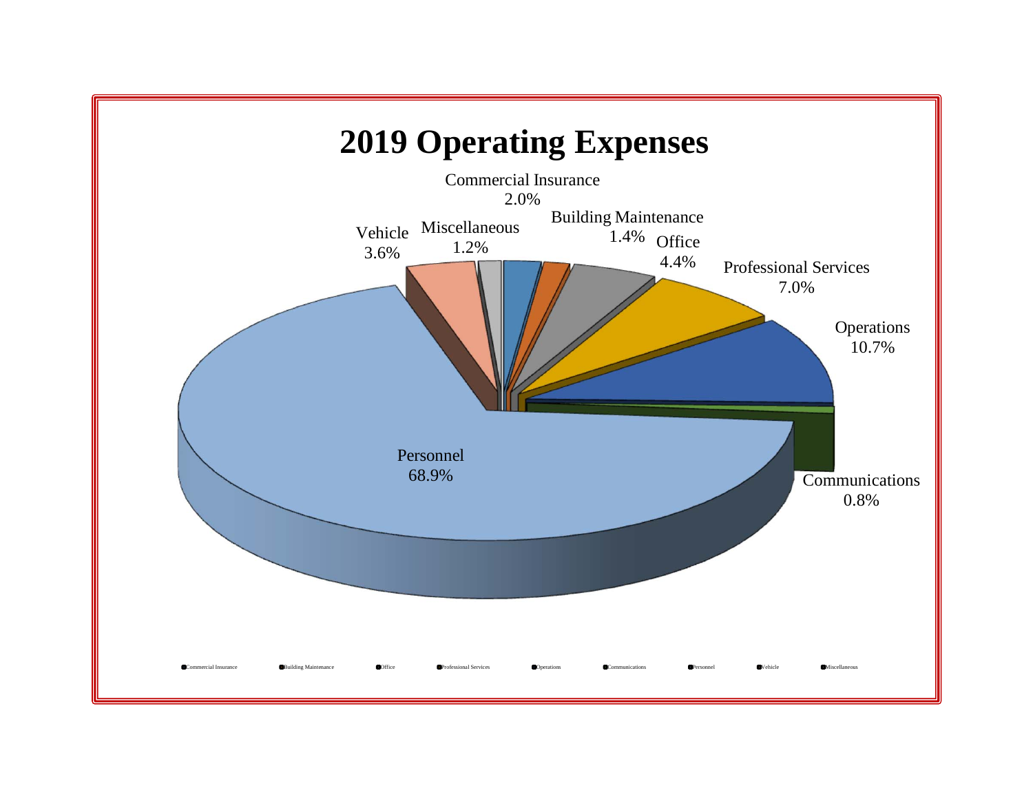# 2019 Operating Expenses

| Category | Percentage |
| --- | --- |
| Commercial Insurance | 2.0% |
| Building Maintenance | 1.4% |
| Office | 4.4% |
| Professional Services | 7.0% |
| Operations | 10.7% |
| Communications | 0.8% |
| Personnel | 68.9% |
| Vehicle | 3.6% |
| Miscellaneous | 1.2% |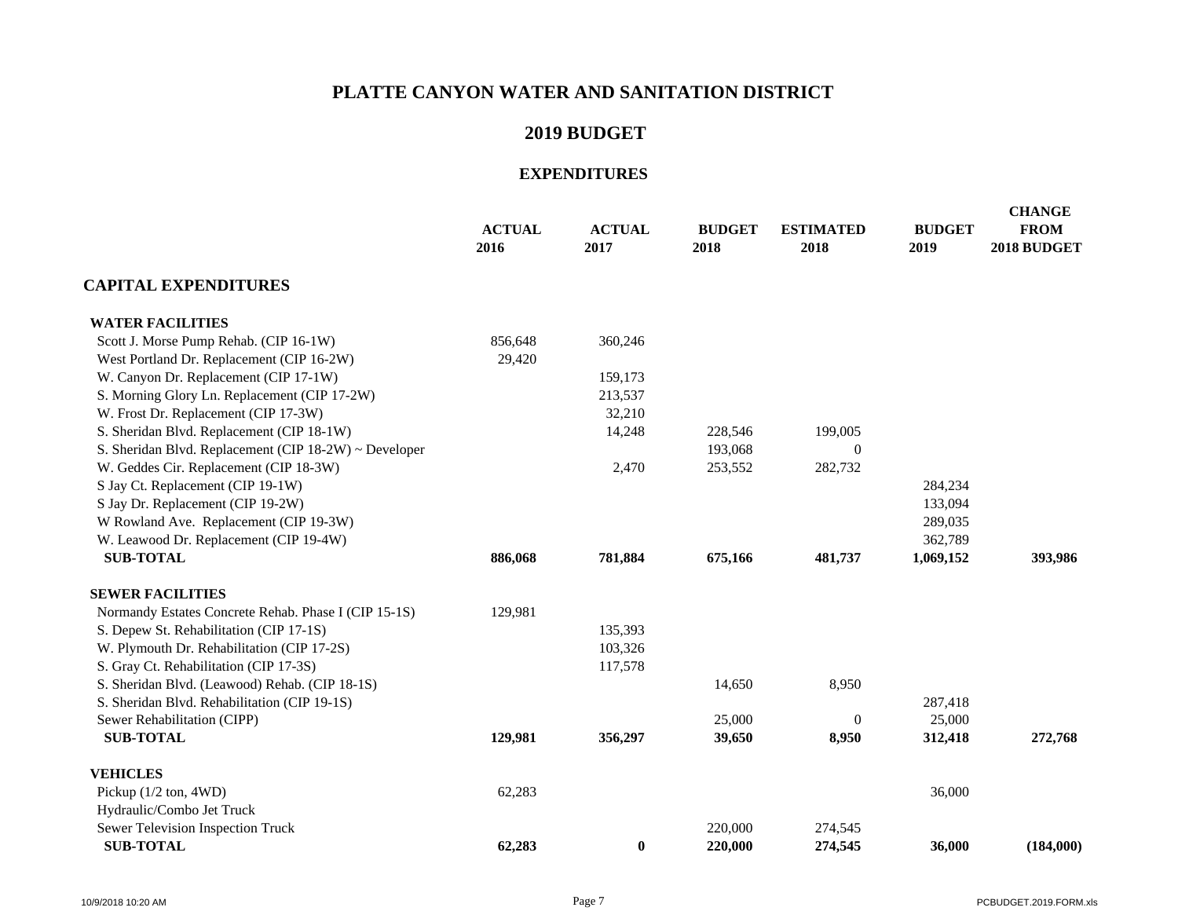# PLATTE CANYON WATER AND SANITATION DISTRICT

## 2019 BUDGET

### EXPENDITURES

| | ACTUAL 2016 | ACTUAL 2017 | BUDGET 2018 | ESTIMATED 2018 | BUDGET 2019 | CHANGE FROM 2018 BUDGET |
|---|---|---|---|---|---|---|
| **CAPITAL EXPENDITURES** | | | | | | |
| **WATER FACILITIES** | | | | | | |
| Scott J. Morse Pump Rehab. (CIP 16-1W) | 856,648 | 360,246 | | | | |
| West Portland Dr. Replacement (CIP 16-2W) | 29,420 | | | | | |
| W. Canyon Dr. Replacement (CIP 17-1W) | | 159,173 | | | | |
| S. Morning Glory Ln. Replacement (CIP 17-2W) | | 213,537 | | | | |
| W. Frost Dr. Replacement (CIP 17-3W) | | 32,210 | | | | |
| S. Sheridan Blvd. Replacement (CIP 18-1W) | | 14,248 | 228,546 | 199,005 | | |
| S. Sheridan Blvd. Replacement (CIP 18-2W) ~ Developer | | | 193,068 | 0 | | |
| W. Geddes Cir. Replacement (CIP 18-3W) | | 2,470 | 253,552 | 282,732 | | |
| S Jay Ct. Replacement (CIP 19-1W) | | | | | 284,234 | |
| S Jay Dr. Replacement (CIP 19-2W) | | | | | 133,094 | |
| W Rowland Ave. Replacement (CIP 19-3W) | | | | | 289,035 | |
| W. Leawood Dr. Replacement (CIP 19-4W) | | | | | 362,789 | |
| **SUB-TOTAL** | **886,068** | **781,884** | **675,166** | **481,737** | **1,069,152** | **393,986** |
| **SEWER FACILITIES** | | | | | | |
| Normandy Estates Concrete Rehab. Phase I (CIP 15-1S) | 129,981 | | | | | |
| S. Depew St. Rehabilitation (CIP 17-1S) | | 135,393 | | | | |
| W. Plymouth Dr. Rehabilitation (CIP 17-2S) | | 103,326 | | | | |
| S. Gray Ct. Rehabilitation (CIP 17-3S) | | 117,578 | | | | |
| S. Sheridan Blvd. (Leawood) Rehab. (CIP 18-1S) | | | 14,650 | 8,950 | | |
| S. Sheridan Blvd. Rehabilitation (CIP 19-1S) | | | | | 287,418 | |
| Sewer Rehabilitation (CIPP) | | | 25,000 | 0 | 25,000 | |
| **SUB-TOTAL** | **129,981** | **356,297** | **39,650** | **8,950** | **312,418** | **272,768** |
| **VEHICLES** | | | | | | |
| Pickup (1/2 ton, 4WD) | 62,283 | | | | 36,000 | |
| Hydraulic/Combo Jet Truck | | | | | | |
| Sewer Television Inspection Truck | | | 220,000 | 274,545 | | |
| **SUB-TOTAL** | **62,283** | **0** | **220,000** | **274,545** | **36,000** | **(184,000)** |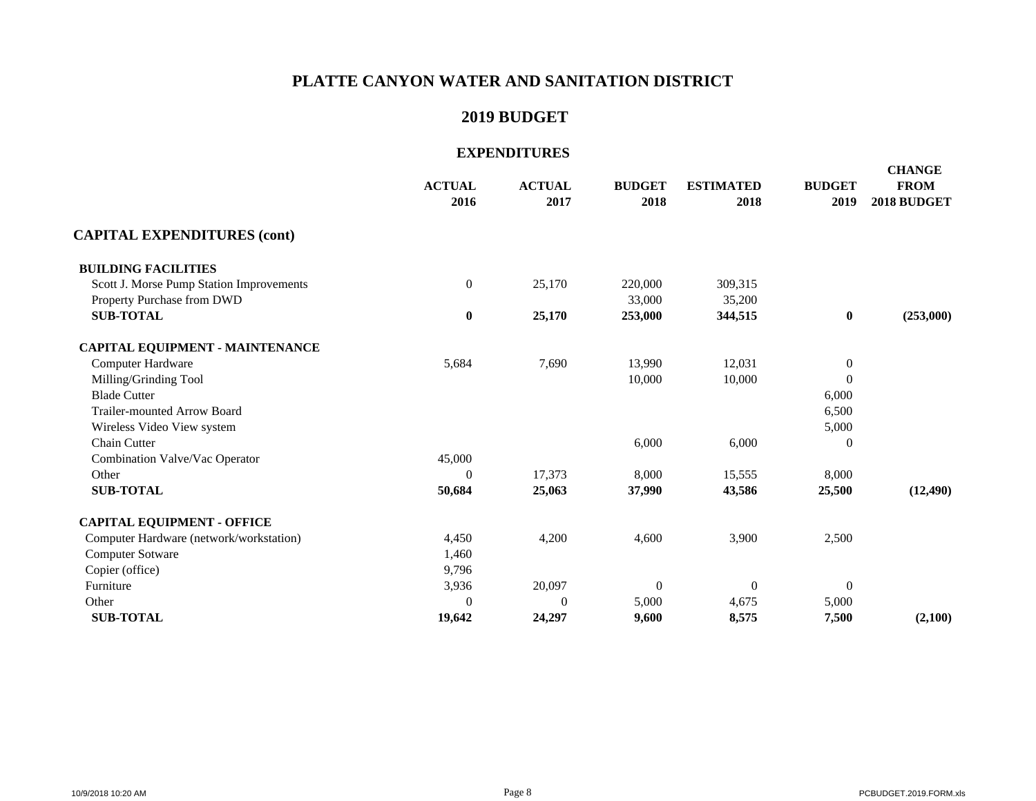# PLATTE CANYON WATER AND SANITATION DISTRICT

## 2019 BUDGET

### EXPENDITURES

| | ACTUAL 2016 | ACTUAL 2017 | BUDGET 2018 | ESTIMATED 2018 | BUDGET 2019 | CHANGE FROM 2018 BUDGET |
|---|---|---|---|---|---|---|
| **CAPITAL EXPENDITURES (cont)** | | | | | | |
| **BUILDING FACILITIES** | | | | | | |
| Scott J. Morse Pump Station Improvements | 0 | 25,170 | 220,000 | 309,315 | | |
| Property Purchase from DWD | | | 33,000 | 35,200 | | |
| **SUB-TOTAL** | **0** | **25,170** | **253,000** | **344,515** | **0** | **(253,000)** |
| **CAPITAL EQUIPMENT - MAINTENANCE** | | | | | | |
| Computer Hardware | 5,684 | 7,690 | 13,990 | 12,031 | 0 | |
| Milling/Grinding Tool | | | 10,000 | 10,000 | 0 | |
| Blade Cutter | | | | | 6,000 | |
| Trailer-mounted Arrow Board | | | | | 6,500 | |
| Wireless Video View system | | | | | 5,000 | |
| Chain Cutter | | | 6,000 | 6,000 | 0 | |
| Combination Valve/Vac Operator | 45,000 | | | | | |
| Other | 0 | 17,373 | 8,000 | 15,555 | 8,000 | |
| **SUB-TOTAL** | **50,684** | **25,063** | **37,990** | **43,586** | **25,500** | **(12,490)** |
| **CAPITAL EQUIPMENT - OFFICE** | | | | | | |
| Computer Hardware (network/workstation) | 4,450 | 4,200 | 4,600 | 3,900 | 2,500 | |
| Computer Sotware | 1,460 | | | | | |
| Copier (office) | 9,796 | | | | | |
| Furniture | 3,936 | 20,097 | 0 | 0 | 0 | |
| Other | 0 | 0 | 5,000 | 4,675 | 5,000 | |
| **SUB-TOTAL** | **19,642** | **24,297** | **9,600** | **8,575** | **7,500** | **(2,100)** |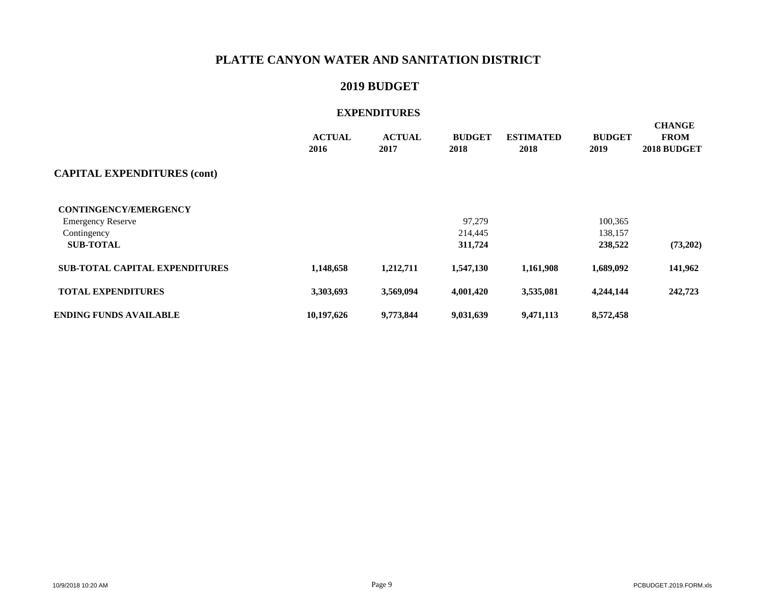# PLATTE CANYON WATER AND SANITATION DISTRICT

## 2019 BUDGET

### EXPENDITURES

| | ACTUAL 2016 | ACTUAL 2017 | BUDGET 2018 | ESTIMATED 2018 | BUDGET 2019 | CHANGE FROM 2018 BUDGET |
|---|---|---|---|---|---|---|
| **CAPITAL EXPENDITURES (cont)** | | | | | | |
| **CONTINGENCY/EMERGENCY** | | | | | | |
| Emergency Reserve | | | 97,279 | | 100,365 | |
| Contingency | | | 214,445 | | 138,157 | |
| **SUB-TOTAL** | | | **311,724** | | **238,522** | **(73,202)** |
| **SUB-TOTAL CAPITAL EXPENDITURES** | **1,148,658** | **1,212,711** | **1,547,130** | **1,161,908** | **1,689,092** | **141,962** |
| **TOTAL EXPENDITURES** | **3,303,693** | **3,569,094** | **4,001,420** | **3,535,081** | **4,244,144** | **242,723** |
| **ENDING FUNDS AVAILABLE** | **10,197,626** | **9,773,844** | **9,031,639** | **9,471,113** | **8,572,458** | |

10/9/2018 10:20 AM PCBUDGET.2019.FORM.xls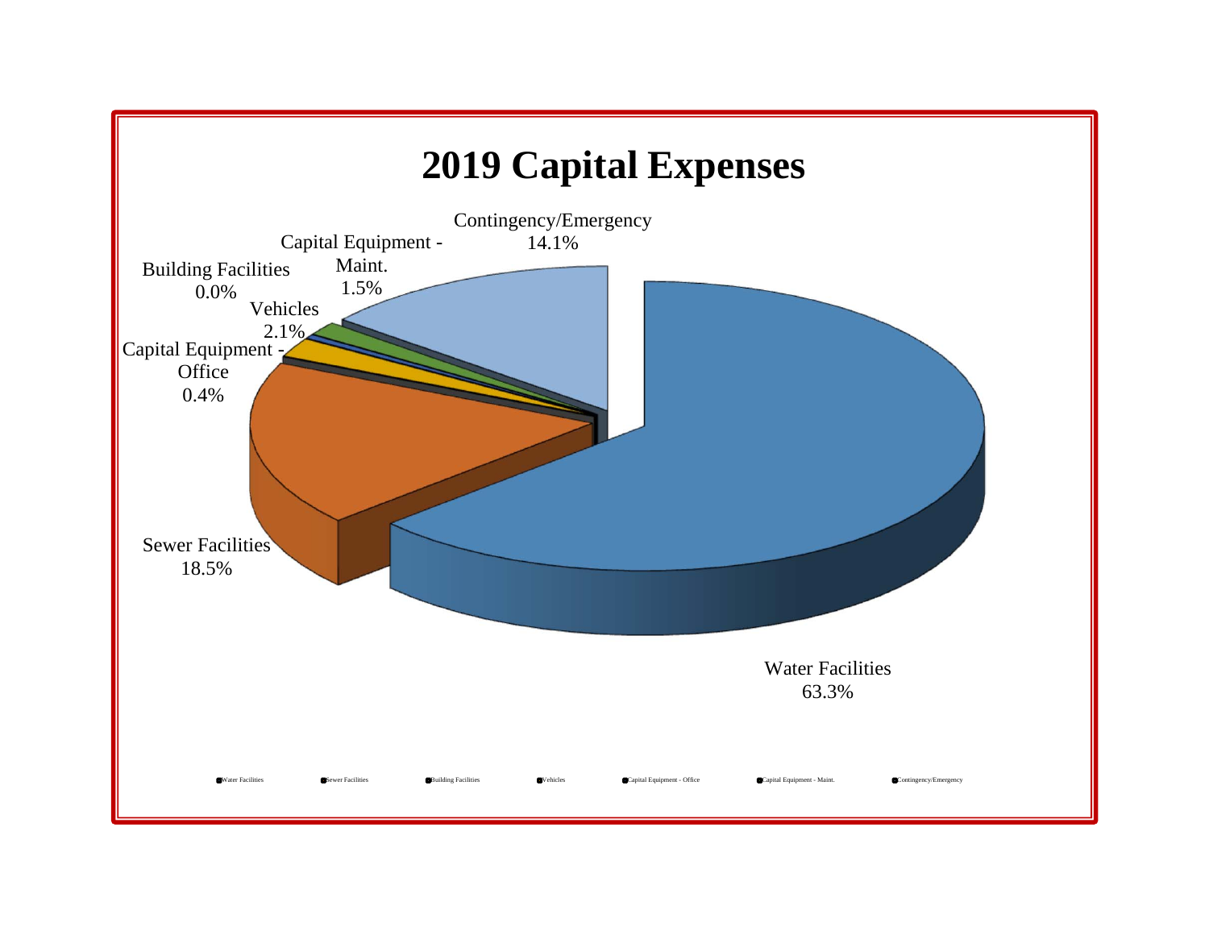# 2019 Capital Expenses

Contingency/Emergency
14.1%

Capital Equipment - Maint.
1.5%

Building Facilities
0.0%

Vehicles
2.1%

Capital Equipment - Office
0.4%

Sewer Facilities
18.5%

Water Facilities
63.3%

Water Facilities Sewer Facilities Building Facilities Vehicles Capital Equipment - Office Capital Equipment - Maint. Contingency/Emergency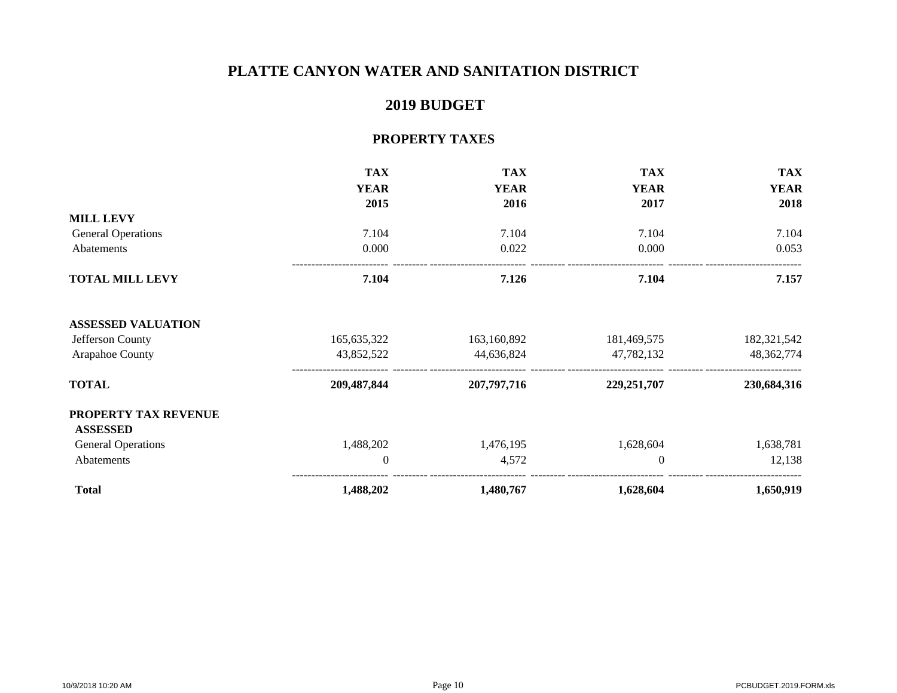# PLATTE CANYON WATER AND SANITATION DISTRICT

## 2019 BUDGET

### PROPERTY TAXES

| | TAX YEAR 2015 | TAX YEAR 2016 | TAX YEAR 2017 | TAX YEAR 2018 |
|---|---|---|---|---|
| **MILL LEVY** | | | | |
| General Operations | 7.104 | 7.104 | 7.104 | 7.104 |
| Abatements | 0.000 | 0.022 | 0.000 | 0.053 |
| **TOTAL MILL LEVY** | **7.104** | **7.126** | **7.104** | **7.157** |
| | | | | |
| **ASSESSED VALUATION** | | | | |
| Jefferson County | 165,635,322 | 163,160,892 | 181,469,575 | 182,321,542 |
| Arapahoe County | 43,852,522 | 44,636,824 | 47,782,132 | 48,362,774 |
| **TOTAL** | **209,487,844** | **207,797,716** | **229,251,707** | **230,684,316** |
| | | | | |
| **PROPERTY TAX REVENUE** | | | | |
| **ASSESSED** | | | | |
| General Operations | 1,488,202 | 1,476,195 | 1,628,604 | 1,638,781 |
| Abatements | 0 | 4,572 | 0 | 12,138 |
| **Total** | **1,488,202** | **1,480,767** | **1,628,604** | **1,650,919** |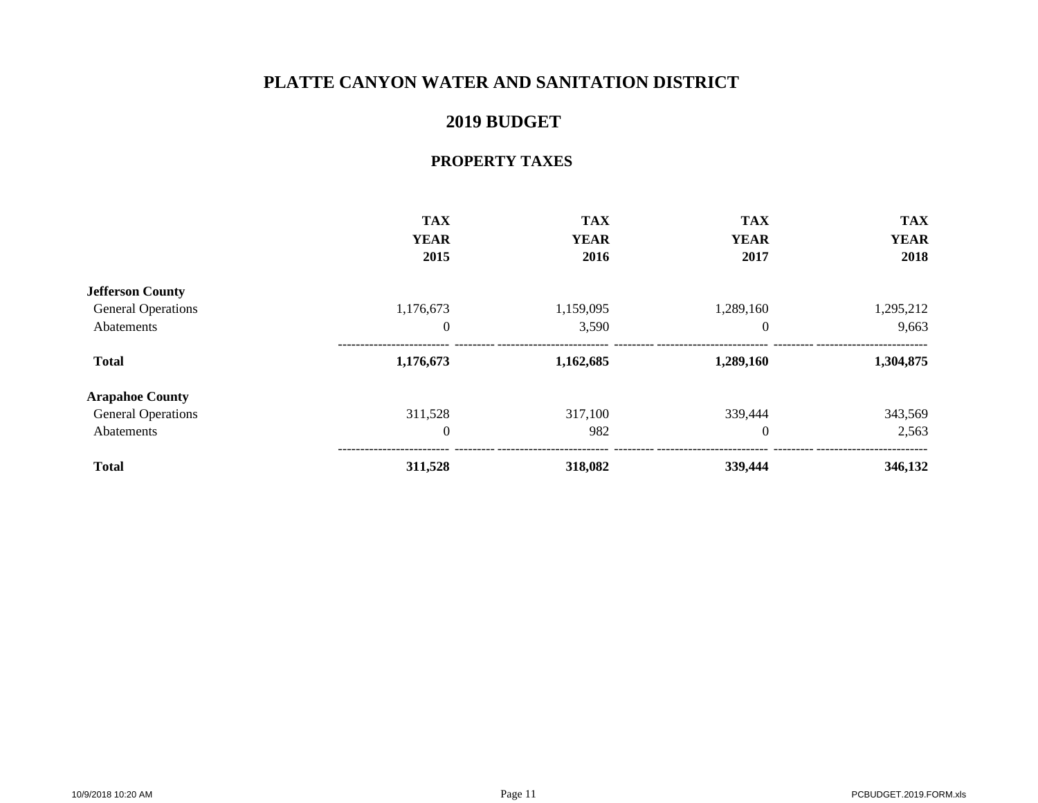# PLATTE CANYON WATER AND SANITATION DISTRICT

## 2019 BUDGET

### PROPERTY TAXES

| | TAX YEAR 2015 | TAX YEAR 2016 | TAX YEAR 2017 | TAX YEAR 2018 |
|---|---|---|---|---|
| **Jefferson County** | | | | |
| General Operations | 1,176,673 | 1,159,095 | 1,289,160 | 1,295,212 |
| Abatements | 0 | 3,590 | 0 | 9,663 |
| **Total** | **1,176,673** | **1,162,685** | **1,289,160** | **1,304,875** |
| **Arapahoe County** | | | | |
| General Operations | 311,528 | 317,100 | 339,444 | 343,569 |
| Abatements | 0 | 982 | 0 | 2,563 |
| **Total** | **311,528** | **318,082** | **339,444** | **346,132** |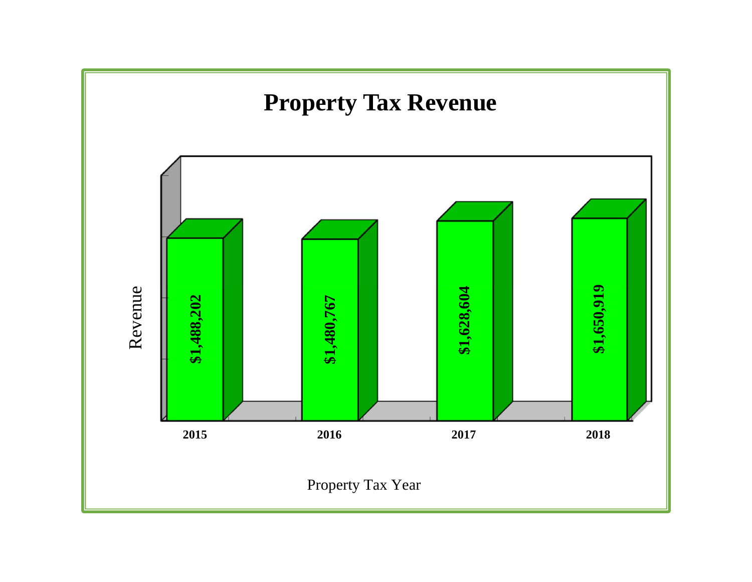# Property Tax Revenue

| Property Tax Year | Revenue |
|---|---|
| 2015 | $1,488,202 |
| 2016 | $1,480,767 |
| 2017 | $1,628,604 |
| 2018 | $1,650,919 |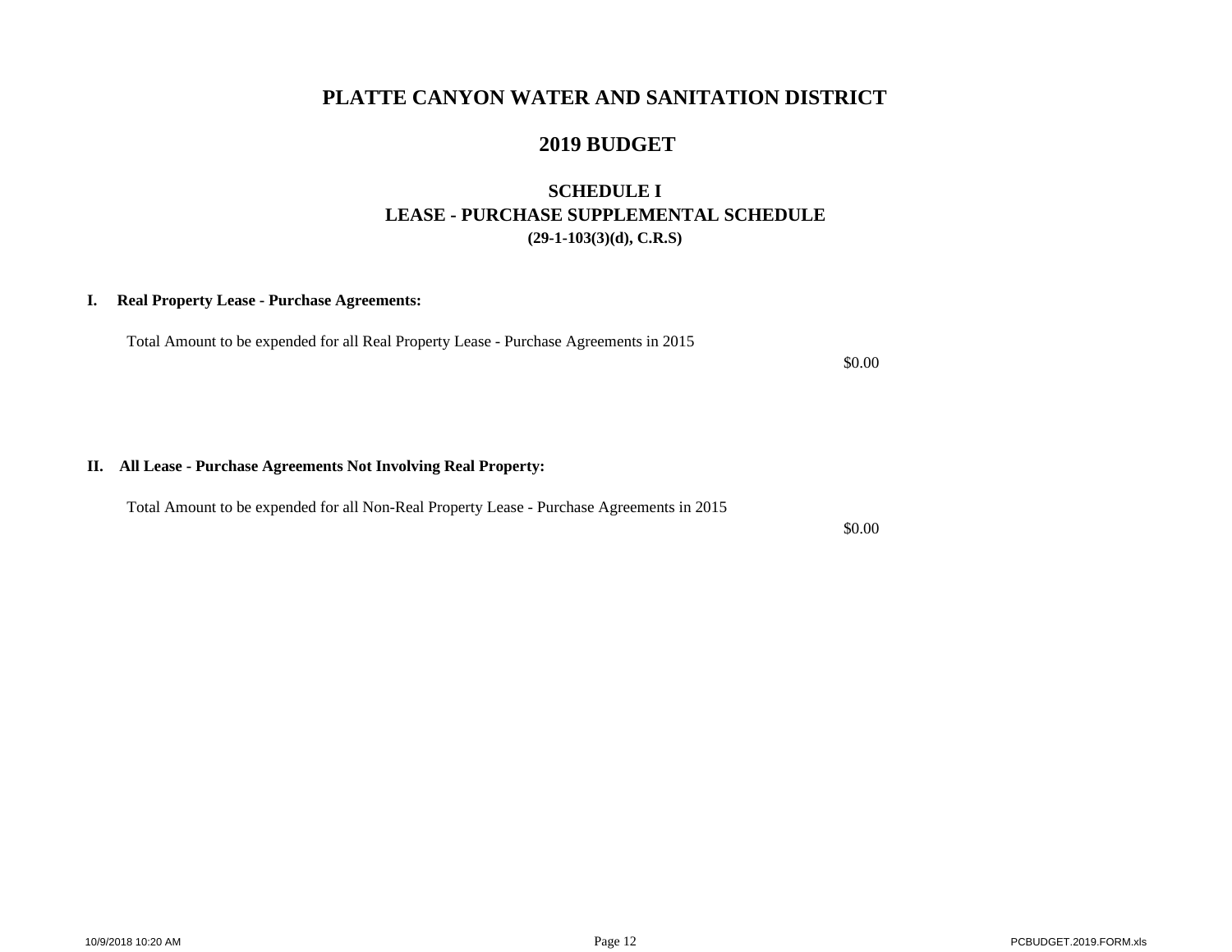# PLATTE CANYON WATER AND SANITATION DISTRICT

## 2019 BUDGET

### SCHEDULE I
### LEASE - PURCHASE SUPPLEMENTAL SCHEDULE
**(29-1-103(3)(d), C.R.S)**

**I. Real Property Lease - Purchase Agreements:**

Total Amount to be expended for all Real Property Lease - Purchase Agreements in 2015

$0.00

**II. All Lease - Purchase Agreements Not Involving Real Property:**

Total Amount to be expended for all Non-Real Property Lease - Purchase Agreements in 2015

$0.00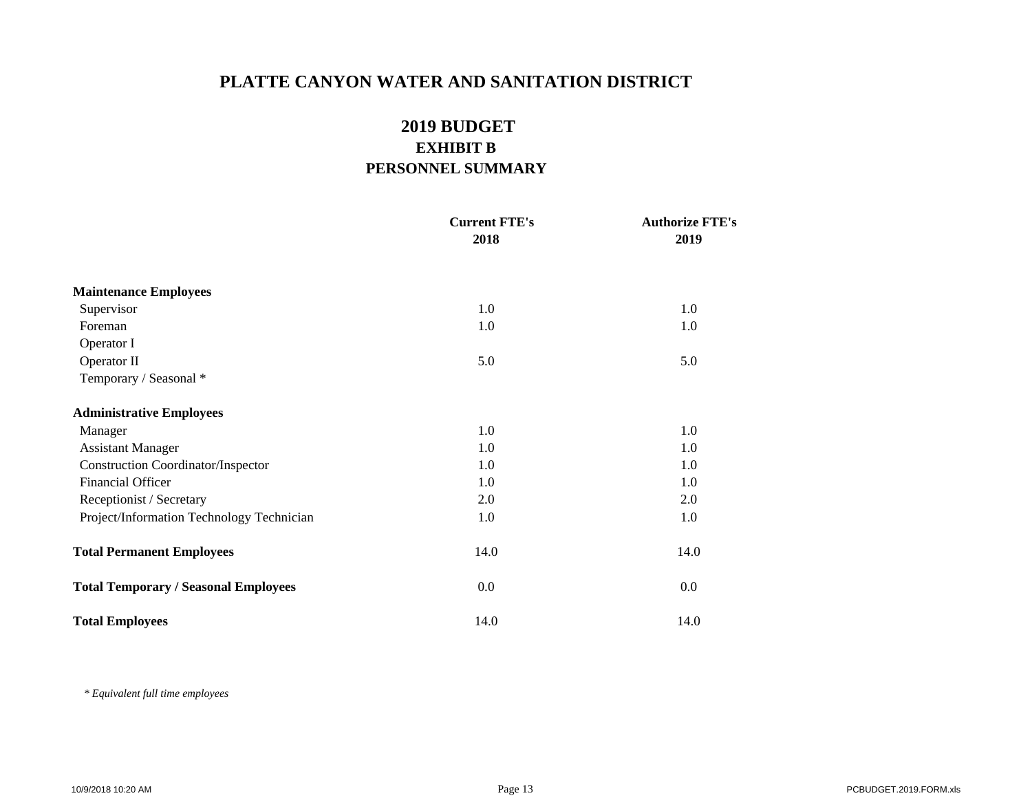# PLATTE CANYON WATER AND SANITATION DISTRICT

## 2019 BUDGET
### EXHIBIT B
### PERSONNEL SUMMARY

| | Current FTE's 2018 | Authorize FTE's 2019 |
|---|---|---|
| **Maintenance Employees** | | |
| Supervisor | 1.0 | 1.0 |
| Foreman | 1.0 | 1.0 |
| Operator I | | |
| Operator II | 5.0 | 5.0 |
| Temporary / Seasonal * | | |
| **Administrative Employees** | | |
| Manager | 1.0 | 1.0 |
| Assistant Manager | 1.0 | 1.0 |
| Construction Coordinator/Inspector | 1.0 | 1.0 |
| Financial Officer | 1.0 | 1.0 |
| Receptionist / Secretary | 2.0 | 2.0 |
| Project/Information Technology Technician | 1.0 | 1.0 |
| **Total Permanent Employees** | 14.0 | 14.0 |
| **Total Temporary / Seasonal Employees** | 0.0 | 0.0 |
| **Total Employees** | 14.0 | 14.0 |

*\* Equivalent full time employees*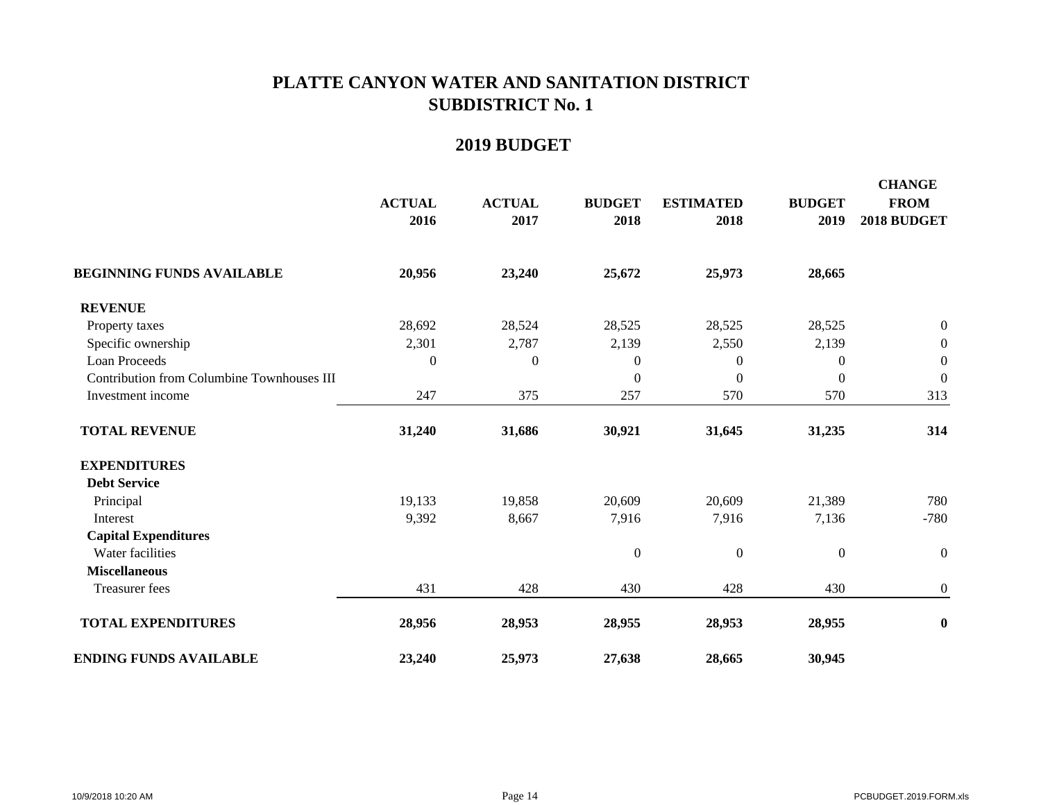# PLATTE CANYON WATER AND SANITATION DISTRICT
# SUBDISTRICT No. 1

## 2019 BUDGET

| | ACTUAL 2016 | ACTUAL 2017 | BUDGET 2018 | ESTIMATED 2018 | BUDGET 2019 | CHANGE FROM 2018 BUDGET |
|---|---|---|---|---|---|---|
| **BEGINNING FUNDS AVAILABLE** | **20,956** | **23,240** | **25,672** | **25,973** | **28,665** | |
| **REVENUE** | | | | | | |
| Property taxes | 28,692 | 28,524 | 28,525 | 28,525 | 28,525 | 0 |
| Specific ownership | 2,301 | 2,787 | 2,139 | 2,550 | 2,139 | 0 |
| Loan Proceeds | 0 | 0 | 0 | 0 | 0 | 0 |
| Contribution from Columbine Townhouses III | | | 0 | 0 | 0 | 0 |
| Investment income | 247 | 375 | 257 | 570 | 570 | 313 |
| **TOTAL REVENUE** | **31,240** | **31,686** | **30,921** | **31,645** | **31,235** | **314** |
| **EXPENDITURES** | | | | | | |
| **Debt Service** | | | | | | |
| Principal | 19,133 | 19,858 | 20,609 | 20,609 | 21,389 | 780 |
| Interest | 9,392 | 8,667 | 7,916 | 7,916 | 7,136 | -780 |
| **Capital Expenditures** | | | | | | |
| Water facilities | | | 0 | 0 | 0 | 0 |
| **Miscellaneous** | | | | | | |
| Treasurer fees | 431 | 428 | 430 | 428 | 430 | 0 |
| **TOTAL EXPENDITURES** | **28,956** | **28,953** | **28,955** | **28,953** | **28,955** | **0** |
| **ENDING FUNDS AVAILABLE** | **23,240** | **25,973** | **27,638** | **28,665** | **30,945** | |

10/9/2018 10:20 AM PCBUDGET.2019.FORM.xls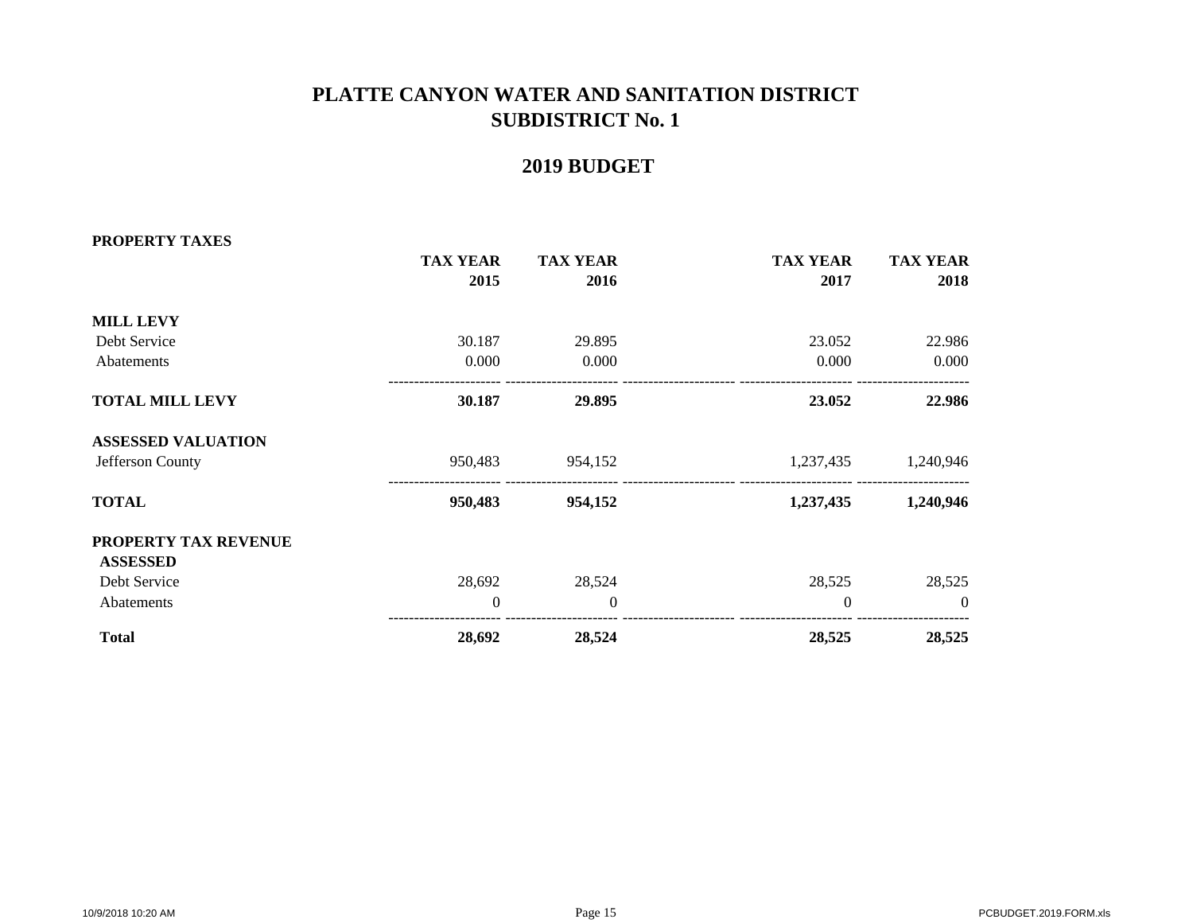# PLATTE CANYON WATER AND SANITATION DISTRICT
# SUBDISTRICT No. 1

## 2019 BUDGET

**PROPERTY TAXES**

| | TAX YEAR 2015 | TAX YEAR 2016 | TAX YEAR 2017 | TAX YEAR 2018 |
|---|---|---|---|---|
| **MILL LEVY** | | | | |
| Debt Service | 30.187 | 29.895 | 23.052 | 22.986 |
| Abatements | 0.000 | 0.000 | 0.000 | 0.000 |
| **TOTAL MILL LEVY** | **30.187** | **29.895** | **23.052** | **22.986** |
| **ASSESSED VALUATION** | | | | |
| Jefferson County | 950,483 | 954,152 | 1,237,435 | 1,240,946 |
| **TOTAL** | **950,483** | **954,152** | **1,237,435** | **1,240,946** |
| **PROPERTY TAX REVENUE** | | | | |
| **ASSESSED** | | | | |
| Debt Service | 28,692 | 28,524 | 28,525 | 28,525 |
| Abatements | 0 | 0 | 0 | 0 |
| **Total** | **28,692** | **28,524** | **28,525** | **28,525** |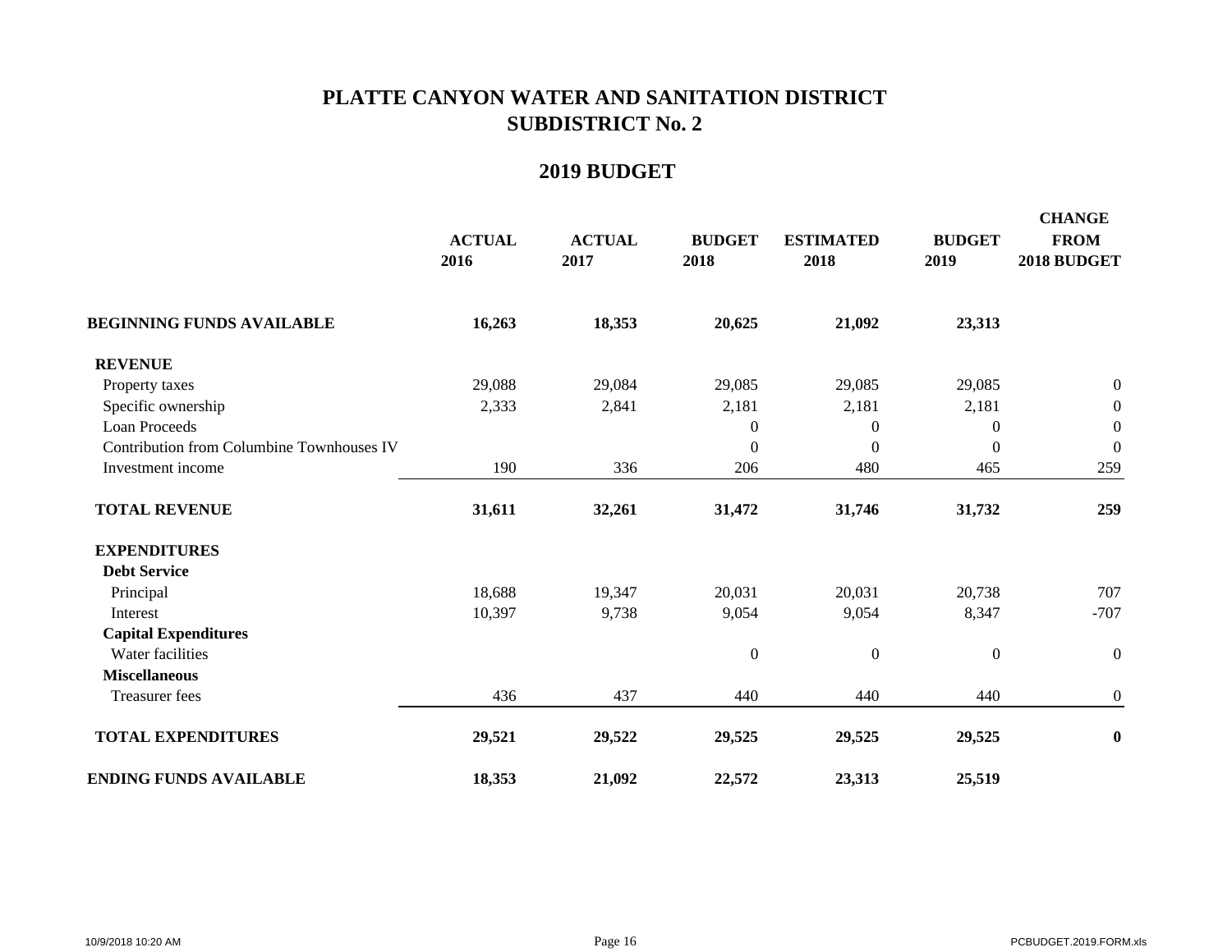# PLATTE CANYON WATER AND SANITATION DISTRICT
# SUBDISTRICT No. 2

## 2019 BUDGET

| | ACTUAL 2016 | ACTUAL 2017 | BUDGET 2018 | ESTIMATED 2018 | BUDGET 2019 | CHANGE FROM 2018 BUDGET |
|---|---|---|---|---|---|---|
| **BEGINNING FUNDS AVAILABLE** | **16,263** | **18,353** | **20,625** | **21,092** | **23,313** | |
| **REVENUE** | | | | | | |
| Property taxes | 29,088 | 29,084 | 29,085 | 29,085 | 29,085 | 0 |
| Specific ownership | 2,333 | 2,841 | 2,181 | 2,181 | 2,181 | 0 |
| Loan Proceeds | | | 0 | 0 | 0 | 0 |
| Contribution from Columbine Townhouses IV | | | 0 | 0 | 0 | 0 |
| Investment income | 190 | 336 | 206 | 480 | 465 | 259 |
| **TOTAL REVENUE** | **31,611** | **32,261** | **31,472** | **31,746** | **31,732** | **259** |
| **EXPENDITURES** | | | | | | |
| **Debt Service** | | | | | | |
| Principal | 18,688 | 19,347 | 20,031 | 20,031 | 20,738 | 707 |
| Interest | 10,397 | 9,738 | 9,054 | 9,054 | 8,347 | -707 |
| **Capital Expenditures** | | | | | | |
| Water facilities | | | 0 | 0 | 0 | 0 |
| **Miscellaneous** | | | | | | |
| Treasurer fees | 436 | 437 | 440 | 440 | 440 | 0 |
| **TOTAL EXPENDITURES** | **29,521** | **29,522** | **29,525** | **29,525** | **29,525** | **0** |
| **ENDING FUNDS AVAILABLE** | **18,353** | **21,092** | **22,572** | **23,313** | **25,519** | |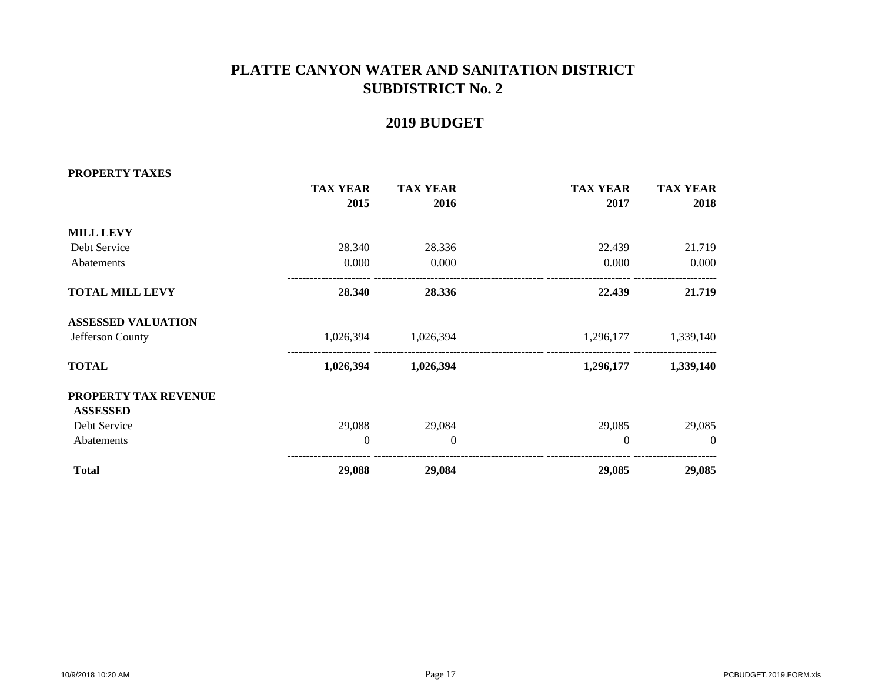# PLATTE CANYON WATER AND SANITATION DISTRICT
# SUBDISTRICT No. 2

## 2019 BUDGET

**PROPERTY TAXES**

| | TAX YEAR 2015 | TAX YEAR 2016 | TAX YEAR 2017 | TAX YEAR 2018 |
|---|---|---|---|---|
| **MILL LEVY** | | | | |
| Debt Service | 28.340 | 28.336 | 22.439 | 21.719 |
| Abatements | 0.000 | 0.000 | 0.000 | 0.000 |
| **TOTAL MILL LEVY** | **28.340** | **28.336** | **22.439** | **21.719** |
| **ASSESSED VALUATION** | | | | |
| Jefferson County | 1,026,394 | 1,026,394 | 1,296,177 | 1,339,140 |
| **TOTAL** | **1,026,394** | **1,026,394** | **1,296,177** | **1,339,140** |
| **PROPERTY TAX REVENUE** | | | | |
| **ASSESSED** | | | | |
| Debt Service | 29,088 | 29,084 | 29,085 | 29,085 |
| Abatements | 0 | 0 | 0 | 0 |
| **Total** | **29,088** | **29,084** | **29,085** | **29,085** |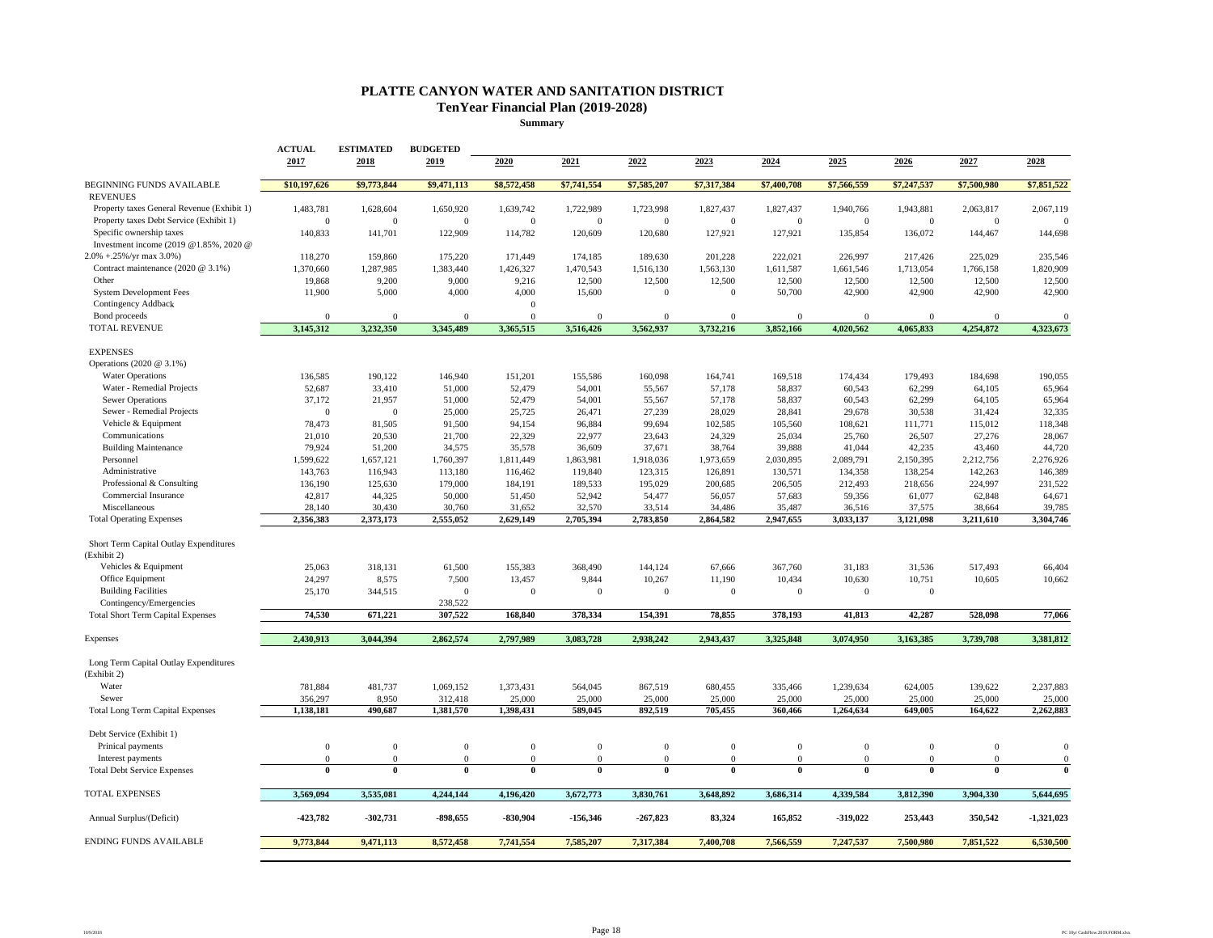# PLATTE CANYON WATER AND SANITATION DISTRICT

## TenYear Financial Plan (2019-2028)

### Summary

| | ACTUAL 2017 | ESTIMATED 2018 | BUDGETED 2019 | 2020 | 2021 | 2022 | 2023 | 2024 | 2025 | 2026 | 2027 | 2028 |
|---|---|---|---|---|---|---|---|---|---|---|---|---|
| BEGINNING FUNDS AVAILABLE | $10,197,626 | $9,773,844 | $9,471,113 | $8,572,458 | $7,741,554 | $7,585,207 | $7,317,384 | $7,400,708 | $7,566,559 | $7,247,537 | $7,500,980 | $7,851,522 |
| REVENUES | | | | | | | | | | | | |
| Property taxes General Revenue (Exhibit 1) | 1,483,781 | 1,628,604 | 1,650,920 | 1,639,742 | 1,722,989 | 1,723,998 | 1,827,437 | 1,827,437 | 1,940,766 | 1,943,881 | 2,063,817 | 2,067,119 |
| Property taxes Debt Service (Exhibit 1) | 0 | 0 | 0 | 0 | 0 | 0 | 0 | 0 | 0 | 0 | 0 | 0 |
| Specific ownership taxes | 140,833 | 141,701 | 122,909 | 114,782 | 120,609 | 120,680 | 127,921 | 127,921 | 135,854 | 136,072 | 144,467 | 144,698 |
| Investment income (2019 @1.85%, 2020 @ 2.0% +.25%/yr max 3.0%) | 118,270 | 159,860 | 175,220 | 171,449 | 174,185 | 189,630 | 201,228 | 222,021 | 226,997 | 217,426 | 225,029 | 235,546 |
| Contract maintenance (2020 @ 3.1%) | 1,370,660 | 1,287,985 | 1,383,440 | 1,426,327 | 1,470,543 | 1,516,130 | 1,563,130 | 1,611,587 | 1,661,546 | 1,713,054 | 1,766,158 | 1,820,909 |
| Other | 19,868 | 9,200 | 9,000 | 9,216 | 12,500 | 12,500 | 12,500 | 12,500 | 12,500 | 12,500 | 12,500 | 12,500 |
| System Development Fees | 11,900 | 5,000 | 4,000 | 4,000 | 15,600 | 0 | 0 | 50,700 | 42,900 | 42,900 | 42,900 | 42,900 |
| Contingency Addback | | | | 0 | | | | | | | | |
| Bond proceeds | 0 | 0 | 0 | 0 | 0 | 0 | 0 | 0 | 0 | 0 | 0 | 0 |
| TOTAL REVENUE | 3,145,312 | 3,232,350 | 3,345,489 | 3,365,515 | 3,516,426 | 3,562,937 | 3,732,216 | 3,852,166 | 4,020,562 | 4,065,833 | 4,254,872 | 4,323,673 |
| EXPENSES | | | | | | | | | | | | |
| Operations (2020 @ 3.1%) | | | | | | | | | | | | |
| Water Operations | 136,585 | 190,122 | 146,940 | 151,201 | 155,586 | 160,098 | 164,741 | 169,518 | 174,434 | 179,493 | 184,698 | 190,055 |
| Water - Remedial Projects | 52,687 | 33,410 | 51,000 | 52,479 | 54,001 | 55,567 | 57,178 | 58,837 | 60,543 | 62,299 | 64,105 | 65,964 |
| Sewer Operations | 37,172 | 21,957 | 51,000 | 52,479 | 54,001 | 55,567 | 57,178 | 58,837 | 60,543 | 62,299 | 64,105 | 65,964 |
| Sewer - Remedial Projects | 0 | 0 | 25,000 | 25,725 | 26,471 | 27,239 | 28,029 | 28,841 | 29,678 | 30,538 | 31,424 | 32,335 |
| Vehicle & Equipment | 78,473 | 81,505 | 91,500 | 94,154 | 96,884 | 99,694 | 102,585 | 105,560 | 108,621 | 111,771 | 115,012 | 118,348 |
| Communications | 21,010 | 20,530 | 21,700 | 22,329 | 22,977 | 23,643 | 24,329 | 25,034 | 25,760 | 26,507 | 27,276 | 28,067 |
| Building Maintenance | 79,924 | 51,200 | 34,575 | 35,578 | 36,609 | 37,671 | 38,764 | 39,888 | 41,044 | 42,235 | 43,460 | 44,720 |
| Personnel | 1,599,622 | 1,657,121 | 1,760,397 | 1,811,449 | 1,863,981 | 1,918,036 | 1,973,659 | 2,030,895 | 2,089,791 | 2,150,395 | 2,212,756 | 2,276,926 |
| Administrative | 143,763 | 116,943 | 113,180 | 116,462 | 119,840 | 123,315 | 126,891 | 130,571 | 134,358 | 138,254 | 142,263 | 146,389 |
| Professional & Consulting | 136,190 | 125,630 | 179,000 | 184,191 | 189,533 | 195,029 | 200,685 | 206,505 | 212,493 | 218,656 | 224,997 | 231,522 |
| Commercial Insurance | 42,817 | 44,325 | 50,000 | 51,450 | 52,942 | 54,477 | 56,057 | 57,683 | 59,356 | 61,077 | 62,848 | 64,671 |
| Miscellaneous | 28,140 | 30,430 | 30,760 | 31,652 | 32,570 | 33,514 | 34,486 | 35,487 | 36,516 | 37,575 | 38,664 | 39,785 |
| Total Operating Expenses | 2,356,383 | 2,373,173 | 2,555,052 | 2,629,149 | 2,705,394 | 2,783,850 | 2,864,582 | 2,947,655 | 3,033,137 | 3,121,098 | 3,211,610 | 3,304,746 |
| Short Term Capital Outlay Expenditures (Exhibit 2) | | | | | | | | | | | | |
| Vehicles & Equipment | 25,063 | 318,131 | 61,500 | 155,383 | 368,490 | 144,124 | 67,666 | 367,760 | 31,183 | 31,536 | 517,493 | 66,404 |
| Office Equipment | 24,297 | 8,575 | 7,500 | 13,457 | 9,844 | 10,267 | 11,190 | 10,434 | 10,630 | 10,751 | 10,605 | 10,662 |
| Building Facilities | 25,170 | 344,515 | 0 | 0 | 0 | 0 | 0 | 0 | 0 | 0 | | |
| Contingency/Emergencies | | | 238,522 | | | | | | | | | |
| Total Short Term Capital Expenses | 74,530 | 671,221 | 307,522 | 168,840 | 378,334 | 154,391 | 78,855 | 378,193 | 41,813 | 42,287 | 528,098 | 77,066 |
| Expenses | 2,430,913 | 3,044,394 | 2,862,574 | 2,797,989 | 3,083,728 | 2,938,242 | 2,943,437 | 3,325,848 | 3,074,950 | 3,163,385 | 3,739,708 | 3,381,812 |
| Long Term Capital Outlay Expenditures (Exhibit 2) | | | | | | | | | | | | |
| Water | 781,884 | 481,737 | 1,069,152 | 1,373,431 | 564,045 | 867,519 | 680,455 | 335,466 | 1,239,634 | 624,005 | 139,622 | 2,237,883 |
| Sewer | 356,297 | 8,950 | 312,418 | 25,000 | 25,000 | 25,000 | 25,000 | 25,000 | 25,000 | 25,000 | 25,000 | 25,000 |
| Total Long Term Capital Expenses | 1,138,181 | 490,687 | 1,381,570 | 1,398,431 | 589,045 | 892,519 | 705,455 | 360,466 | 1,264,634 | 649,005 | 164,622 | 2,262,883 |
| Debt Service (Exhibit 1) | | | | | | | | | | | | |
| Prinical payments | 0 | 0 | 0 | 0 | 0 | 0 | 0 | 0 | 0 | 0 | 0 | 0 |
| Interest payments | 0 | 0 | 0 | 0 | 0 | 0 | 0 | 0 | 0 | 0 | 0 | 0 |
| Total Debt Service Expenses | 0 | 0 | 0 | 0 | 0 | 0 | 0 | 0 | 0 | 0 | 0 | 0 |
| TOTAL EXPENSES | 3,569,094 | 3,535,081 | 4,244,144 | 4,196,420 | 3,672,773 | 3,830,761 | 3,648,892 | 3,686,314 | 4,339,584 | 3,812,390 | 3,904,330 | 5,644,695 |
| Annual Surplus/(Deficit) | -423,782 | -302,731 | -898,655 | -830,904 | -156,346 | -267,823 | 83,324 | 165,852 | -319,022 | 253,443 | 350,542 | -1,321,023 |
| ENDING FUNDS AVAILABLE | 9,773,844 | 9,471,113 | 8,572,458 | 7,741,554 | 7,585,207 | 7,317,384 | 7,400,708 | 7,566,559 | 7,247,537 | 7,500,980 | 7,851,522 | 6,530,500 |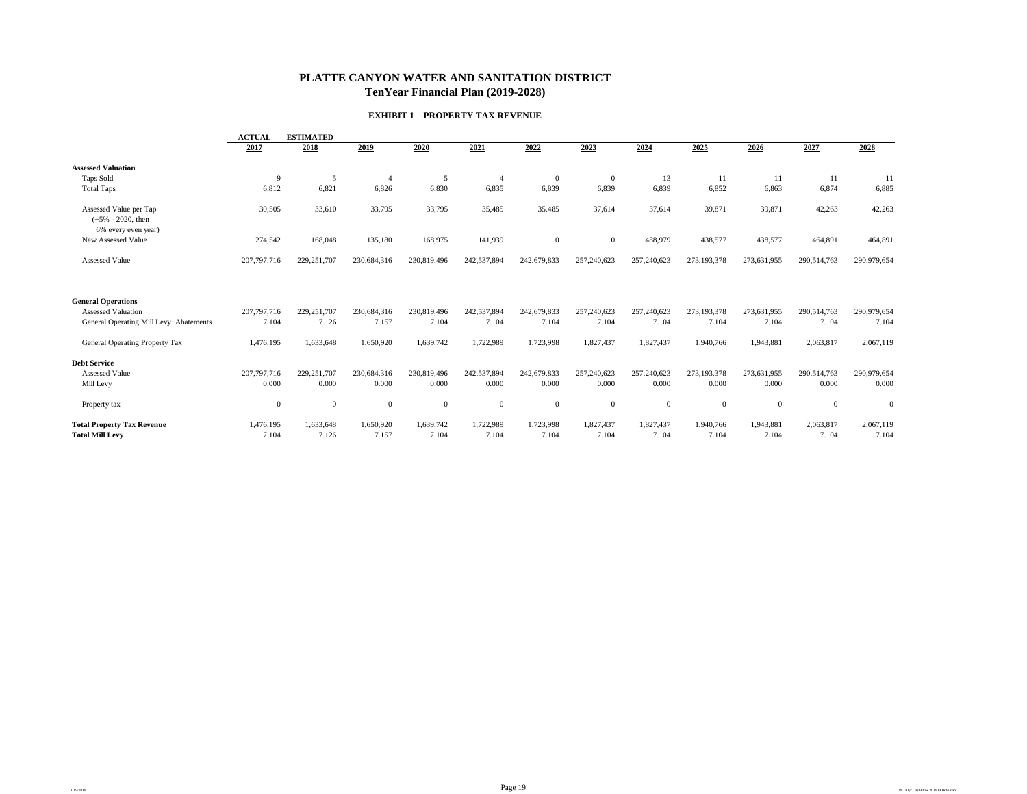# PLATTE CANYON WATER AND SANITATION DISTRICT

## TenYear Financial Plan (2019-2028)

### EXHIBIT 1 PROPERTY TAX REVENUE

| | ACTUAL 2017 | ESTIMATED 2018 | 2019 | 2020 | 2021 | 2022 | 2023 | 2024 | 2025 | 2026 | 2027 | 2028 |
|---|---|---|---|---|---|---|---|---|---|---|---|---|
| **Assessed Valuation** | | | | | | | | | | | | |
| Taps Sold | 9 | 5 | 4 | 5 | 4 | 0 | 0 | 13 | 11 | 11 | 11 | 11 |
| Total Taps | 6,812 | 6,821 | 6,826 | 6,830 | 6,835 | 6,839 | 6,839 | 6,839 | 6,852 | 6,863 | 6,874 | 6,885 |
| Assessed Value per Tap (+5% - 2020, then 6% every even year) | 30,505 | 33,610 | 33,795 | 33,795 | 35,485 | 35,485 | 37,614 | 37,614 | 39,871 | 39,871 | 42,263 | 42,263 |
| New Assessed Value | 274,542 | 168,048 | 135,180 | 168,975 | 141,939 | 0 | 0 | 488,979 | 438,577 | 438,577 | 464,891 | 464,891 |
| Assessed Value | 207,797,716 | 229,251,707 | 230,684,316 | 230,819,496 | 242,537,894 | 242,679,833 | 257,240,623 | 257,240,623 | 273,193,378 | 273,631,955 | 290,514,763 | 290,979,654 |
| **General Operations** | | | | | | | | | | | | |
| Assessed Valuation | 207,797,716 | 229,251,707 | 230,684,316 | 230,819,496 | 242,537,894 | 242,679,833 | 257,240,623 | 257,240,623 | 273,193,378 | 273,631,955 | 290,514,763 | 290,979,654 |
| General Operating Mill Levy+Abatements | 7.104 | 7.126 | 7.157 | 7.104 | 7.104 | 7.104 | 7.104 | 7.104 | 7.104 | 7.104 | 7.104 | 7.104 |
| General Operating Property Tax | 1,476,195 | 1,633,648 | 1,650,920 | 1,639,742 | 1,722,989 | 1,723,998 | 1,827,437 | 1,827,437 | 1,940,766 | 1,943,881 | 2,063,817 | 2,067,119 |
| **Debt Service** | | | | | | | | | | | | |
| Assessed Value | 207,797,716 | 229,251,707 | 230,684,316 | 230,819,496 | 242,537,894 | 242,679,833 | 257,240,623 | 257,240,623 | 273,193,378 | 273,631,955 | 290,514,763 | 290,979,654 |
| Mill Levy | 0.000 | 0.000 | 0.000 | 0.000 | 0.000 | 0.000 | 0.000 | 0.000 | 0.000 | 0.000 | 0.000 | 0.000 |
| Property tax | 0 | 0 | 0 | 0 | 0 | 0 | 0 | 0 | 0 | 0 | 0 | 0 |
| **Total Property Tax Revenue** | 1,476,195 | 1,633,648 | 1,650,920 | 1,639,742 | 1,722,989 | 1,723,998 | 1,827,437 | 1,827,437 | 1,940,766 | 1,943,881 | 2,063,817 | 2,067,119 |
| **Total Mill Levy** | 7.104 | 7.126 | 7.157 | 7.104 | 7.104 | 7.104 | 7.104 | 7.104 | 7.104 | 7.104 | 7.104 | 7.104 |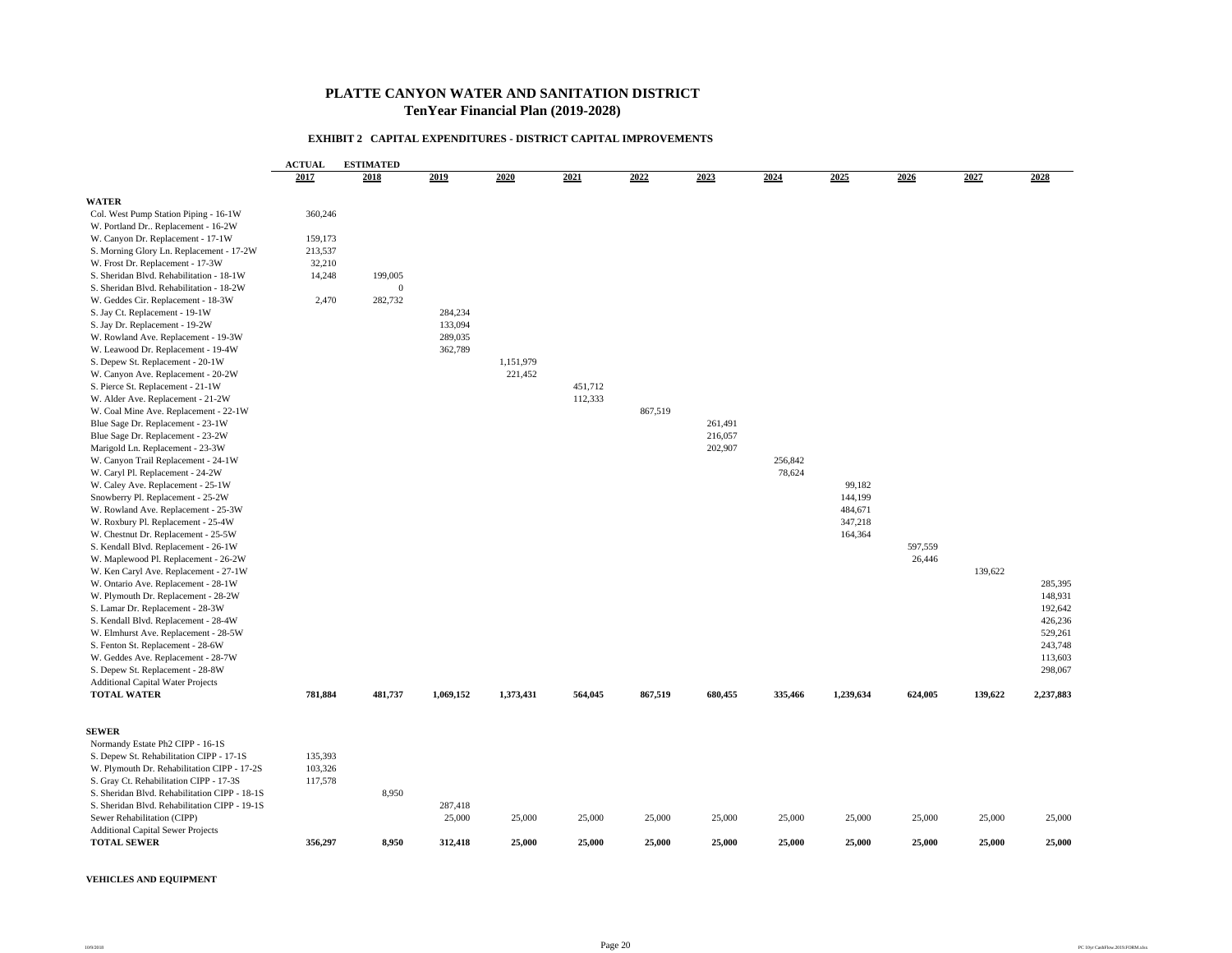# PLATTE CANYON WATER AND SANITATION DISTRICT

## TenYear Financial Plan (2019-2028)

### EXHIBIT 2 CAPITAL EXPENDITURES - DISTRICT CAPITAL IMPROVEMENTS

| | ACTUAL 2017 | ESTIMATED 2018 | 2019 | 2020 | 2021 | 2022 | 2023 | 2024 | 2025 | 2026 | 2027 | 2028 |
|---|---|---|---|---|---|---|---|---|---|---|---|---|
| **WATER** | | | | | | | | | | | | |
| Col. West Pump Station Piping - 16-1W | 360,246 | | | | | | | | | | | |
| W. Portland Dr.. Replacement - 16-2W | | | | | | | | | | | | |
| W. Canyon Dr. Replacement - 17-1W | 159,173 | | | | | | | | | | | |
| S. Morning Glory Ln. Replacement - 17-2W | 213,537 | | | | | | | | | | | |
| W. Frost Dr. Replacement - 17-3W | 32,210 | | | | | | | | | | | |
| S. Sheridan Blvd. Rehabilitation - 18-1W | 14,248 | 199,005 | | | | | | | | | | |
| S. Sheridan Blvd. Rehabilitation - 18-2W | | 0 | | | | | | | | | | |
| W. Geddes Cir. Replacement - 18-3W | 2,470 | 282,732 | | | | | | | | | | |
| S. Jay Ct. Replacement - 19-1W | | | 284,234 | | | | | | | | | |
| S. Jay Dr. Replacement - 19-2W | | | 133,094 | | | | | | | | | |
| W. Rowland Ave. Replacement - 19-3W | | | 289,035 | | | | | | | | | |
| W. Leawood Dr. Replacement - 19-4W | | | 362,789 | | | | | | | | | |
| S. Depew St. Replacement - 20-1W | | | | 1,151,979 | | | | | | | | |
| W. Canyon Ave. Replacement - 20-2W | | | | 221,452 | | | | | | | | |
| S. Pierce St. Replacement - 21-1W | | | | | 451,712 | | | | | | | |
| W. Alder Ave. Replacement - 21-2W | | | | | 112,333 | | | | | | | |
| W. Coal Mine Ave. Replacement - 22-1W | | | | | | 867,519 | | | | | | |
| Blue Sage Dr. Replacement - 23-1W | | | | | | | 261,491 | | | | | |
| Blue Sage Dr. Replacement - 23-2W | | | | | | | 216,057 | | | | | |
| Marigold Ln. Replacement - 23-3W | | | | | | | 202,907 | | | | | |
| W. Canyon Trail Replacement - 24-1W | | | | | | | | 256,842 | | | | |
| W. Caryl Pl. Replacement - 24-2W | | | | | | | | 78,624 | | | | |
| W. Caley Ave. Replacement - 25-1W | | | | | | | | | 99,182 | | | |
| Snowberry Pl. Replacement - 25-2W | | | | | | | | | 144,199 | | | |
| W. Rowland Ave. Replacement - 25-3W | | | | | | | | | 484,671 | | | |
| W. Roxbury Pl. Replacement - 25-4W | | | | | | | | | 347,218 | | | |
| W. Chestnut Dr. Replacement - 25-5W | | | | | | | | | 164,364 | | | |
| S. Kendall Blvd. Replacement - 26-1W | | | | | | | | | | 597,559 | | |
| W. Maplewood Pl. Replacement - 26-2W | | | | | | | | | | 26,446 | | |
| W. Ken Caryl Ave. Replacement - 27-1W | | | | | | | | | | | 139,622 | |
| W. Ontario Ave. Replacement - 28-1W | | | | | | | | | | | | 285,395 |
| W. Plymouth Dr. Replacement - 28-2W | | | | | | | | | | | | 148,931 |
| S. Lamar Dr. Replacement - 28-3W | | | | | | | | | | | | 192,642 |
| S. Kendall Blvd. Replacement - 28-4W | | | | | | | | | | | | 426,236 |
| W. Elmhurst Ave. Replacement - 28-5W | | | | | | | | | | | | 529,261 |
| S. Fenton St. Replacement - 28-6W | | | | | | | | | | | | 243,748 |
| W. Geddes Ave. Replacement - 28-7W | | | | | | | | | | | | 113,603 |
| S. Depew St. Replacement - 28-8W | | | | | | | | | | | | 298,067 |
| Additional Capital Water Projects | | | | | | | | | | | | |
| **TOTAL WATER** | **781,884** | **481,737** | **1,069,152** | **1,373,431** | **564,045** | **867,519** | **680,455** | **335,466** | **1,239,634** | **624,005** | **139,622** | **2,237,883** |
| **SEWER** | | | | | | | | | | | | |
| Normandy Estate Ph2 CIPP - 16-1S | | | | | | | | | | | | |
| S. Depew St. Rehabilitation CIPP - 17-1S | 135,393 | | | | | | | | | | | |
| W. Plymouth Dr. Rehabilitation CIPP - 17-2S | 103,326 | | | | | | | | | | | |
| S. Gray Ct. Rehabilitation CIPP - 17-3S | 117,578 | | | | | | | | | | | |
| S. Sheridan Blvd. Rehabilitation CIPP - 18-1S | | 8,950 | | | | | | | | | | |
| S. Sheridan Blvd. Rehabilitation CIPP - 19-1S | | | 287,418 | | | | | | | | | |
| Sewer Rehabilitation (CIPP) | | | 25,000 | 25,000 | 25,000 | 25,000 | 25,000 | 25,000 | 25,000 | 25,000 | 25,000 | 25,000 |
| Additional Capital Sewer Projects | | | | | | | | | | | | |
| **TOTAL SEWER** | **356,297** | **8,950** | **312,418** | **25,000** | **25,000** | **25,000** | **25,000** | **25,000** | **25,000** | **25,000** | **25,000** | **25,000** |

**VEHICLES AND EQUIPMENT**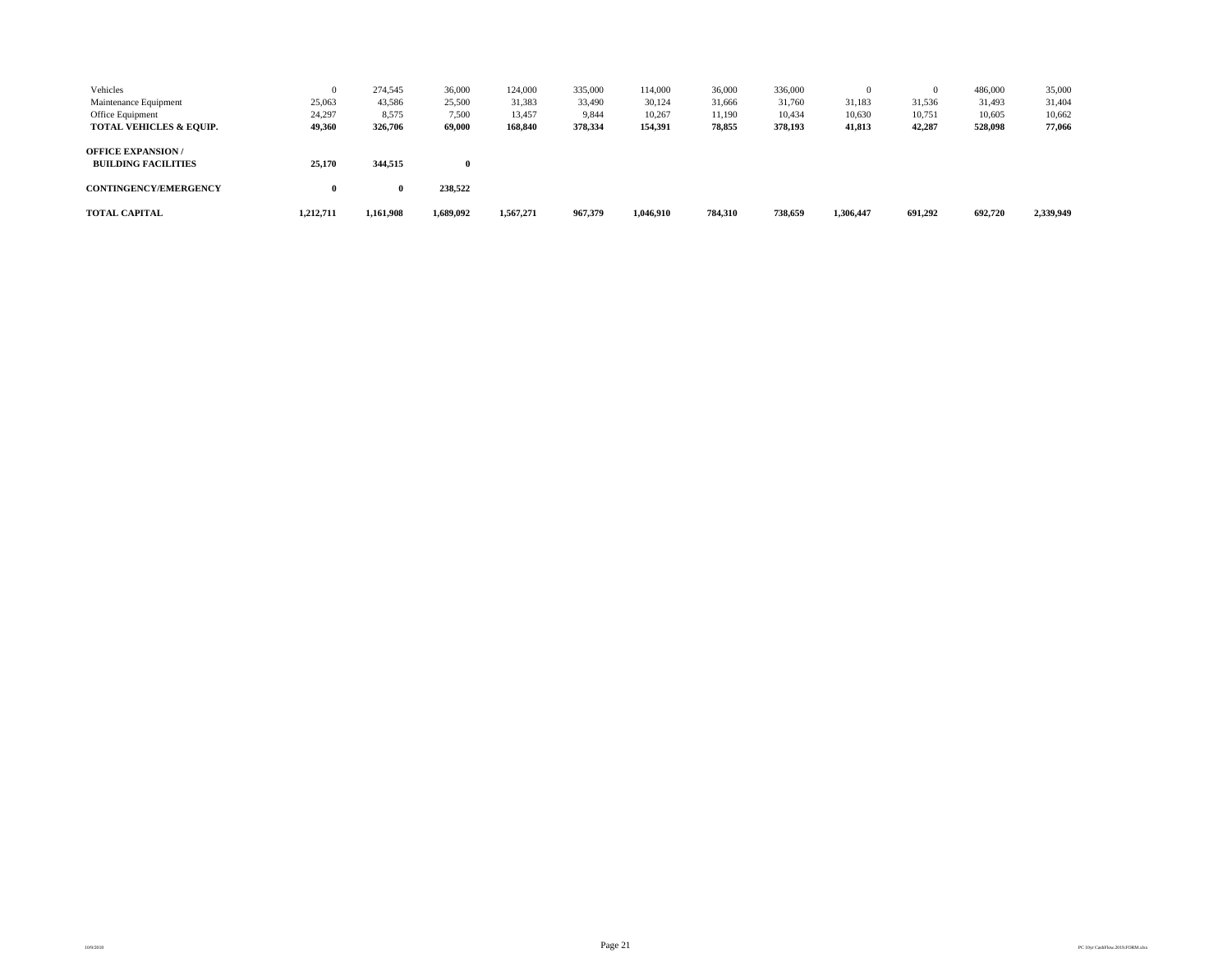| | | | | | | | | | | | | |
|---|---|---|---|---|---|---|---|---|---|---|---|---|
| Vehicles | 0 | 274,545 | 36,000 | 124,000 | 335,000 | 114,000 | 36,000 | 336,000 | 0 | 0 | 486,000 | 35,000 |
| Maintenance Equipment | 25,063 | 43,586 | 25,500 | 31,383 | 33,490 | 30,124 | 31,666 | 31,760 | 31,183 | 31,536 | 31,493 | 31,404 |
| Office Equipment | 24,297 | 8,575 | 7,500 | 13,457 | 9,844 | 10,267 | 11,190 | 10,434 | 10,630 | 10,751 | 10,605 | 10,662 |
| **TOTAL VEHICLES & EQUIP.** | **49,360** | **326,706** | **69,000** | **168,840** | **378,334** | **154,391** | **78,855** | **378,193** | **41,813** | **42,287** | **528,098** | **77,066** |
| **OFFICE EXPANSION / BUILDING FACILITIES** | **25,170** | **344,515** | **0** | | | | | | | | | |
| **CONTINGENCY/EMERGENCY** | **0** | **0** | **238,522** | | | | | | | | | |
| **TOTAL CAPITAL** | **1,212,711** | **1,161,908** | **1,689,092** | **1,567,271** | **967,379** | **1,046,910** | **784,310** | **738,659** | **1,306,447** | **691,292** | **692,720** | **2,339,949** |